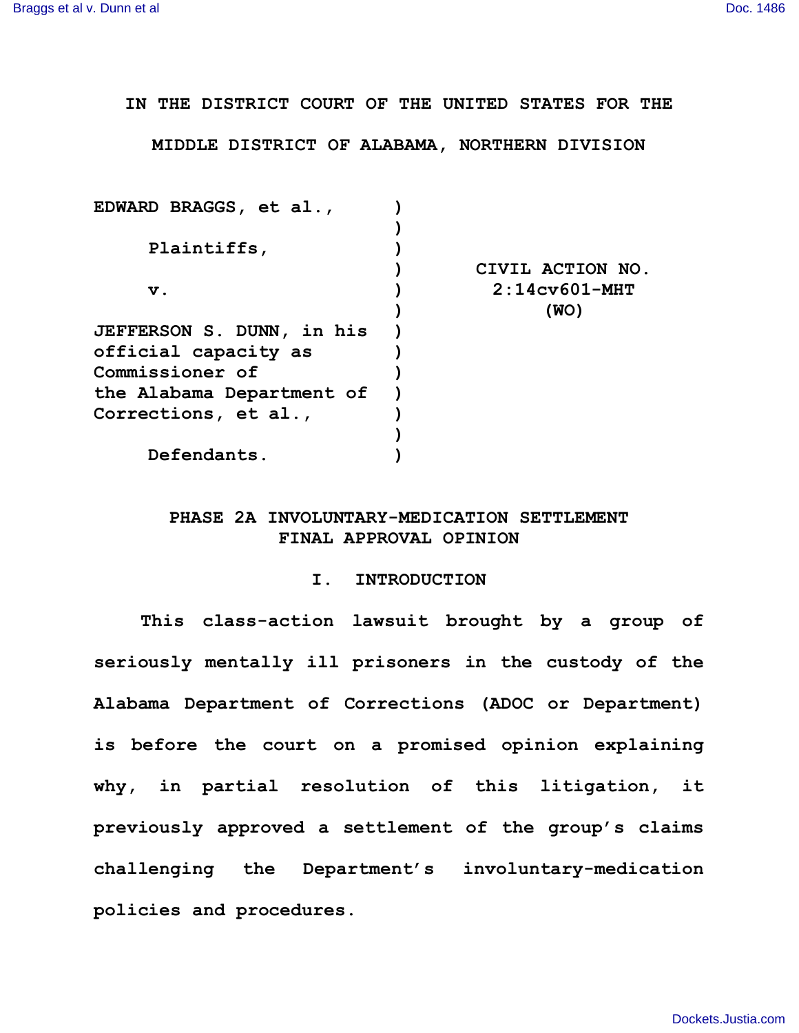IN THE DISTRICT COURT OF THE UNITED STATES FOR THE MIDDLE DISTRICT OF ALABAMA, NORTHERN DIVISION

| | | |
|---|---|---|
| EDWARD BRAGGS, et al., | ) | |
| | ) | |
| Plaintiffs, | ) | |
| | ) | CIVIL ACTION NO. |
| v. | ) | 2:14cv601-MHT |
| | ) | (WO) |
| JEFFERSON S. DUNN, in his official capacity as Commissioner of the Alabama Department of Corrections, et al., | ) | |
| | ) | |
| Defendants. | ) | |

## PHASE 2A INVOLUNTARY-MEDICATION SETTLEMENT FINAL APPROVAL OPINION

### I. INTRODUCTION

This class-action lawsuit brought by a group of seriously mentally ill prisoners in the custody of the Alabama Department of Corrections (ADOC or Department) is before the court on a promised opinion explaining why, in partial resolution of this litigation, it previously approved a settlement of the group's claims challenging the Department's involuntary-medication policies and procedures.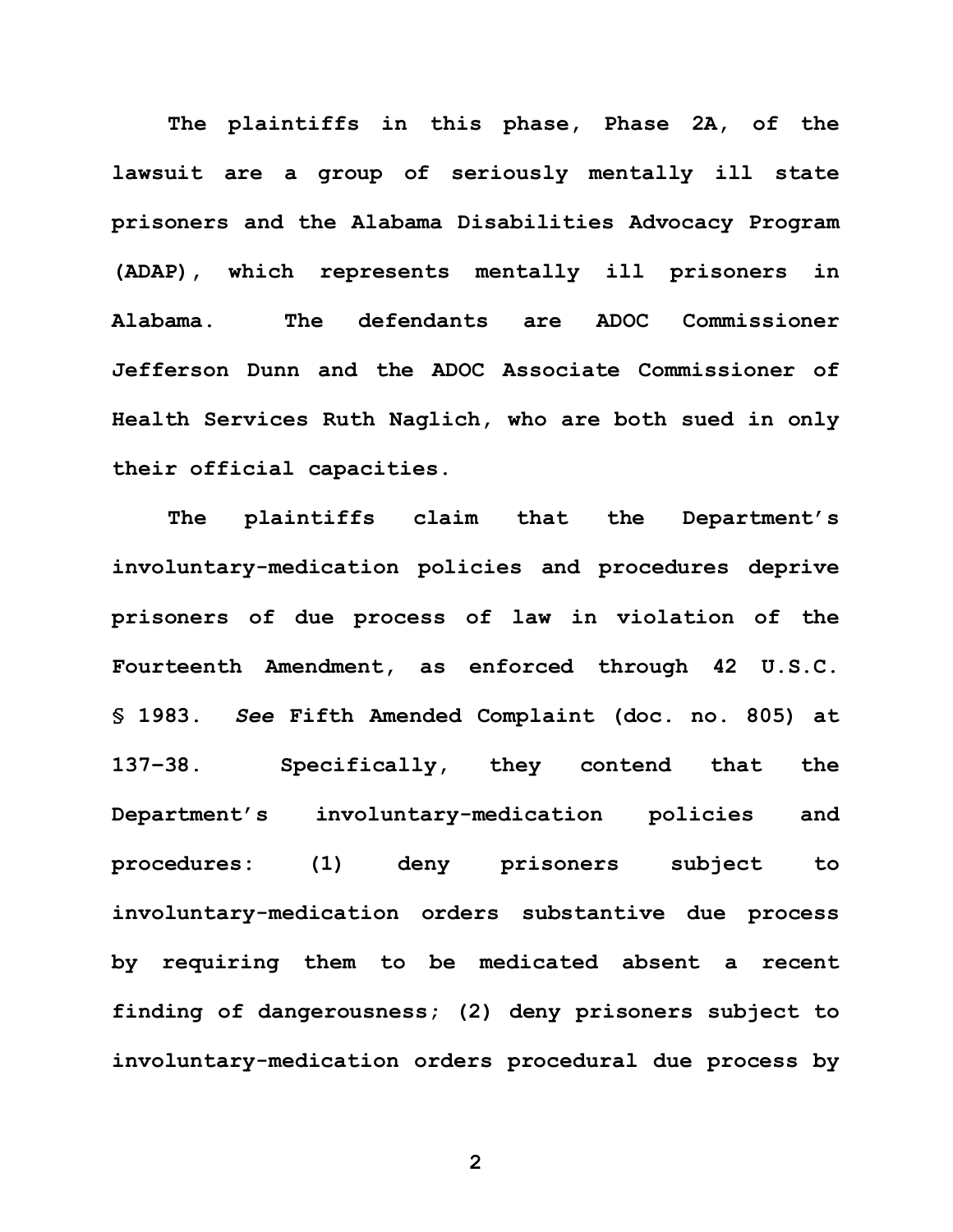The plaintiffs in this phase, Phase 2A, of the lawsuit are a group of seriously mentally ill state prisoners and the Alabama Disabilities Advocacy Program (ADAP), which represents mentally ill prisoners in Alabama. The defendants are ADOC Commissioner Jefferson Dunn and the ADOC Associate Commissioner of Health Services Ruth Naglich, who are both sued in only their official capacities.

The plaintiffs claim that the Department's involuntary-medication policies and procedures deprive prisoners of due process of law in violation of the Fourteenth Amendment, as enforced through 42 U.S.C. § 1983. *See* Fifth Amended Complaint (doc. no. 805) at 137–38. Specifically, they contend that the Department's involuntary-medication policies and procedures: (1) deny prisoners subject to involuntary-medication orders substantive due process by requiring them to be medicated absent a recent finding of dangerousness; (2) deny prisoners subject to involuntary-medication orders procedural due process by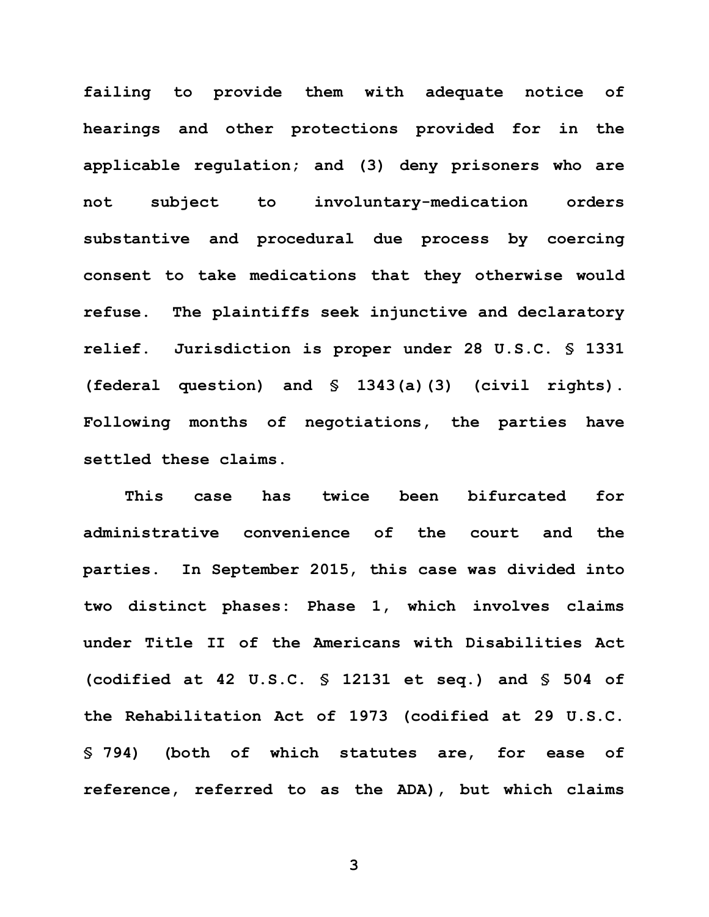failing to provide them with adequate notice of hearings and other protections provided for in the applicable regulation; and (3) deny prisoners who are not subject to involuntary-medication orders substantive and procedural due process by coercing consent to take medications that they otherwise would refuse. The plaintiffs seek injunctive and declaratory relief. Jurisdiction is proper under 28 U.S.C. § 1331 (federal question) and § 1343(a)(3) (civil rights). Following months of negotiations, the parties have settled these claims.

This case has twice been bifurcated for administrative convenience of the court and the parties. In September 2015, this case was divided into two distinct phases: Phase 1, which involves claims under Title II of the Americans with Disabilities Act (codified at 42 U.S.C. § 12131 et seq.) and § 504 of the Rehabilitation Act of 1973 (codified at 29 U.S.C. § 794) (both of which statutes are, for ease of reference, referred to as the ADA), but which claims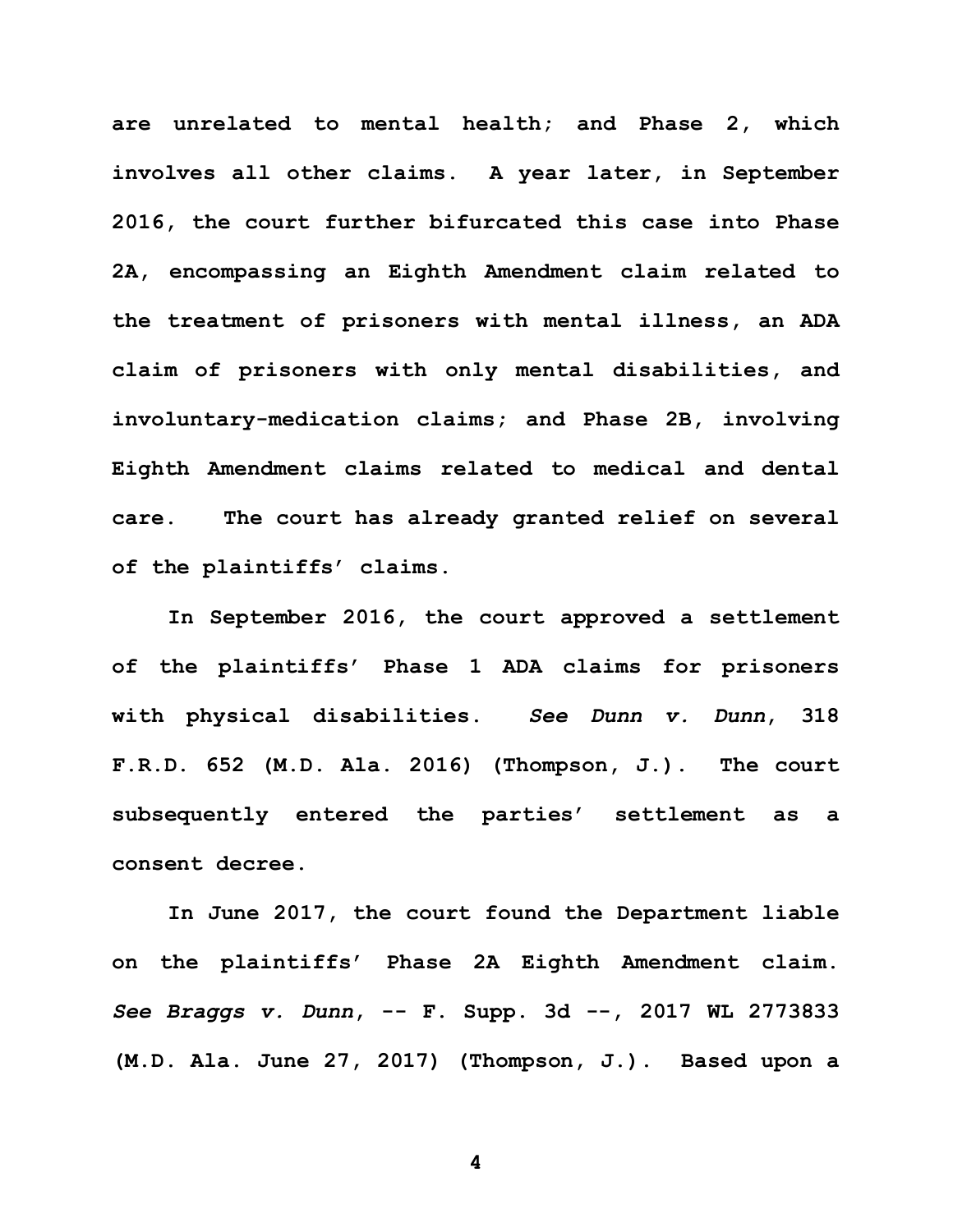are unrelated to mental health; and Phase 2, which involves all other claims. A year later, in September 2016, the court further bifurcated this case into Phase 2A, encompassing an Eighth Amendment claim related to the treatment of prisoners with mental illness, an ADA claim of prisoners with only mental disabilities, and involuntary-medication claims; and Phase 2B, involving Eighth Amendment claims related to medical and dental care. The court has already granted relief on several of the plaintiffs' claims.

In September 2016, the court approved a settlement of the plaintiffs' Phase 1 ADA claims for prisoners with physical disabilities. *See Dunn v. Dunn*, 318 F.R.D. 652 (M.D. Ala. 2016) (Thompson, J.). The court subsequently entered the parties' settlement as a consent decree.

In June 2017, the court found the Department liable on the plaintiffs' Phase 2A Eighth Amendment claim. *See Braggs v. Dunn*, -- F. Supp. 3d --, 2017 WL 2773833 (M.D. Ala. June 27, 2017) (Thompson, J.). Based upon a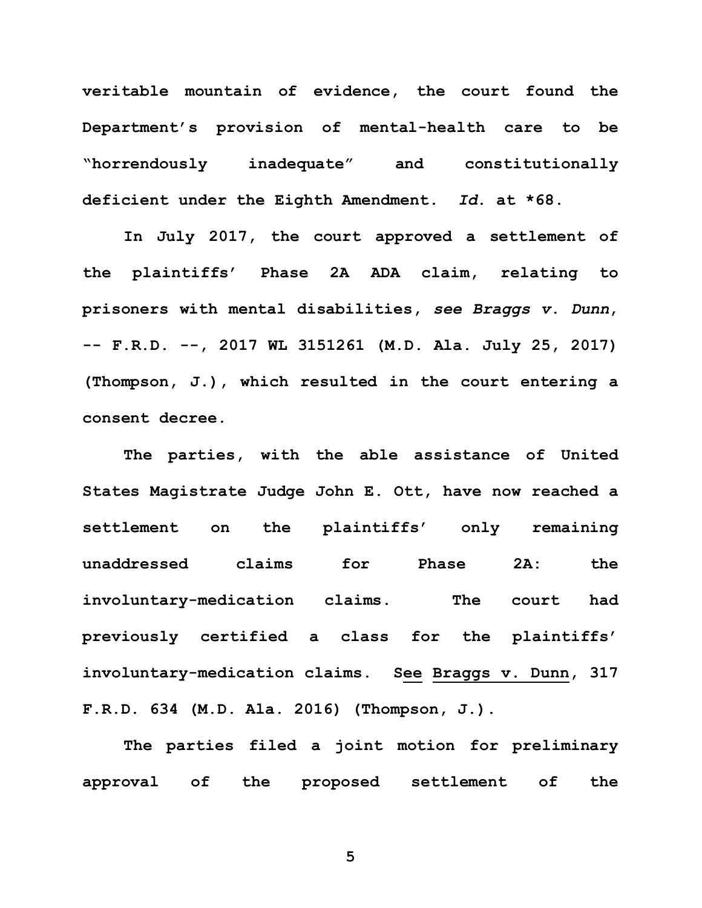veritable mountain of evidence, the court found the Department's provision of mental-health care to be "horrendously inadequate" and constitutionally deficient under the Eighth Amendment. *Id.* at *68.

In July 2017, the court approved a settlement of the plaintiffs' Phase 2A ADA claim, relating to prisoners with mental disabilities, *see Braggs v. Dunn*, -- F.R.D. --, 2017 WL 3151261 (M.D. Ala. July 25, 2017) (Thompson, J.), which resulted in the court entering a consent decree.

The parties, with the able assistance of United States Magistrate Judge John E. Ott, have now reached a settlement on the plaintiffs' only remaining unaddressed claims for Phase 2A: the involuntary-medication claims. The court had previously certified a class for the plaintiffs' involuntary-medication claims. See Braggs v. Dunn, 317 F.R.D. 634 (M.D. Ala. 2016) (Thompson, J.).

The parties filed a joint motion for preliminary approval of the proposed settlement of the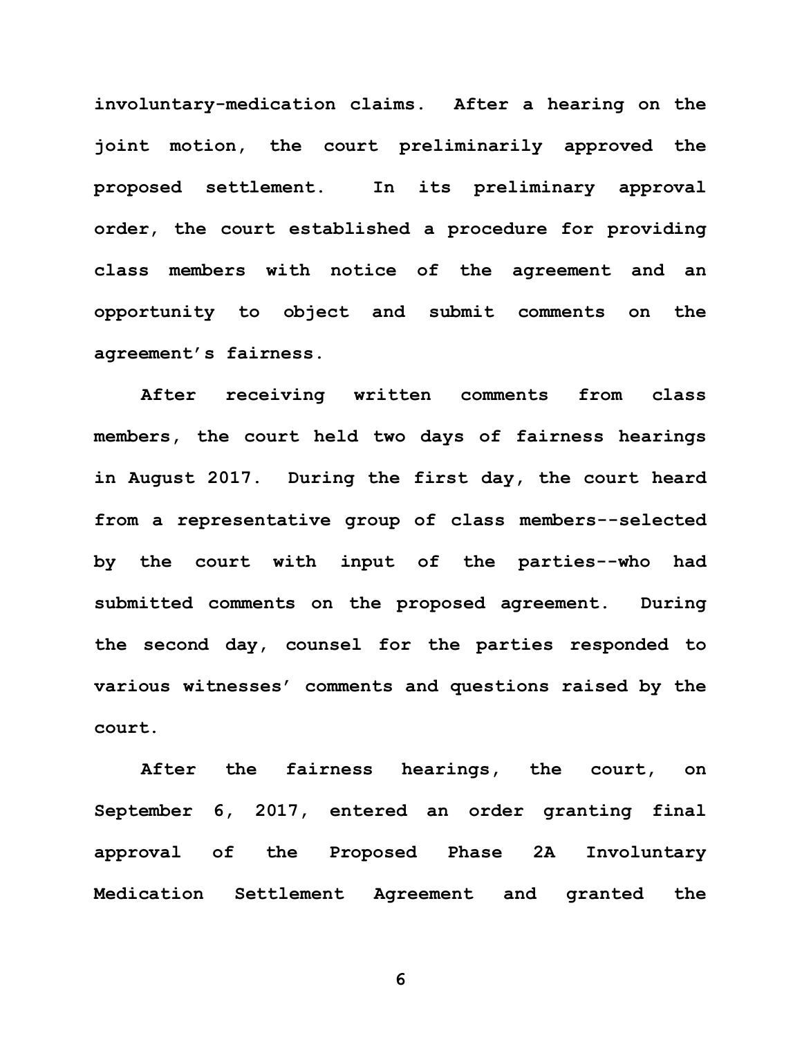involuntary-medication claims. After a hearing on the joint motion, the court preliminarily approved the proposed settlement. In its preliminary approval order, the court established a procedure for providing class members with notice of the agreement and an opportunity to object and submit comments on the agreement's fairness.

After receiving written comments from class members, the court held two days of fairness hearings in August 2017. During the first day, the court heard from a representative group of class members--selected by the court with input of the parties--who had submitted comments on the proposed agreement. During the second day, counsel for the parties responded to various witnesses' comments and questions raised by the court.

After the fairness hearings, the court, on September 6, 2017, entered an order granting final approval of the Proposed Phase 2A Involuntary Medication Settlement Agreement and granted the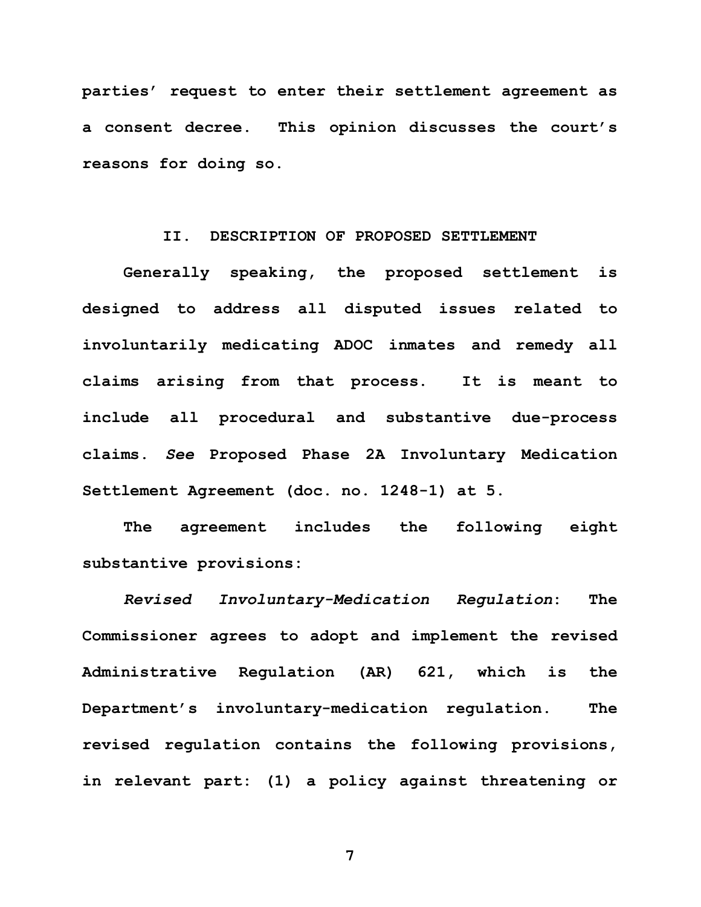parties' request to enter their settlement agreement as a consent decree. This opinion discusses the court's reasons for doing so.

## II. DESCRIPTION OF PROPOSED SETTLEMENT

Generally speaking, the proposed settlement is designed to address all disputed issues related to involuntarily medicating ADOC inmates and remedy all claims arising from that process. It is meant to include all procedural and substantive due-process claims. *See* Proposed Phase 2A Involuntary Medication Settlement Agreement (doc. no. 1248-1) at 5.

The agreement includes the following eight substantive provisions:

*Revised Involuntary-Medication Regulation*: The Commissioner agrees to adopt and implement the revised Administrative Regulation (AR) 621, which is the Department's involuntary-medication regulation. The revised regulation contains the following provisions, in relevant part: (1) a policy against threatening or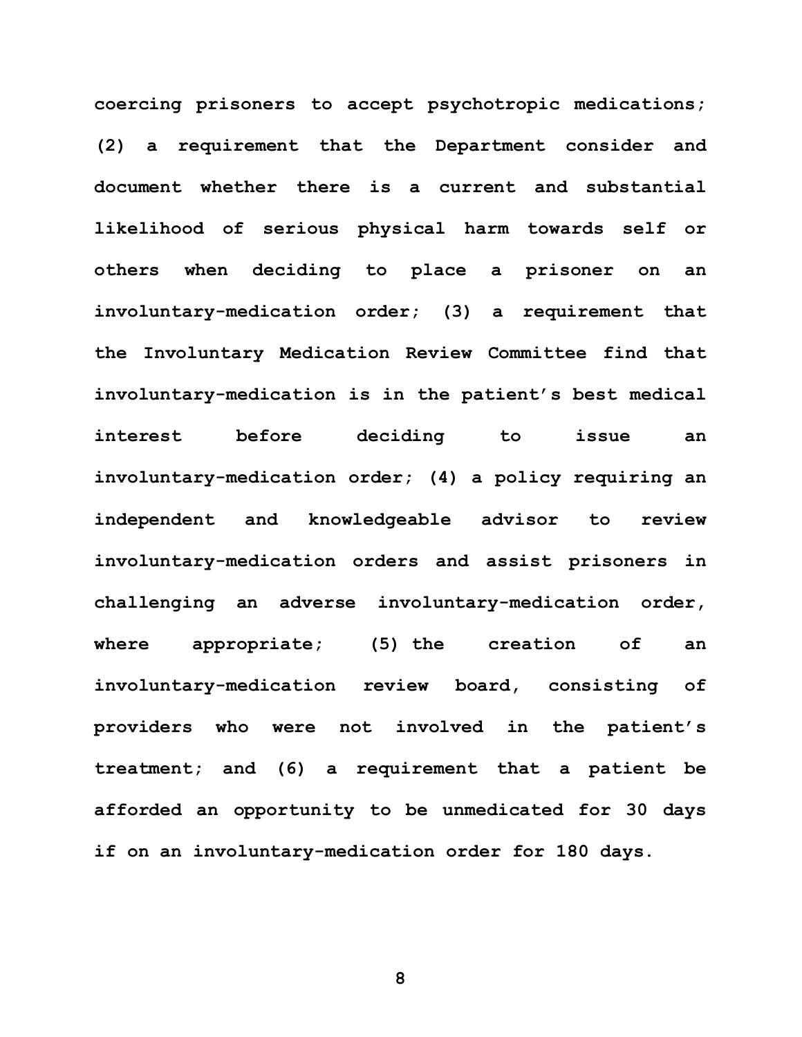coercing prisoners to accept psychotropic medications; (2) a requirement that the Department consider and document whether there is a current and substantial likelihood of serious physical harm towards self or others when deciding to place a prisoner on an involuntary-medication order; (3) a requirement that the Involuntary Medication Review Committee find that involuntary-medication is in the patient's best medical interest before deciding to issue an involuntary-medication order; (4) a policy requiring an independent and knowledgeable advisor to review involuntary-medication orders and assist prisoners in challenging an adverse involuntary-medication order, where appropriate; (5) the creation of an involuntary-medication review board, consisting of providers who were not involved in the patient's treatment; and (6) a requirement that a patient be afforded an opportunity to be unmedicated for 30 days if on an involuntary-medication order for 180 days.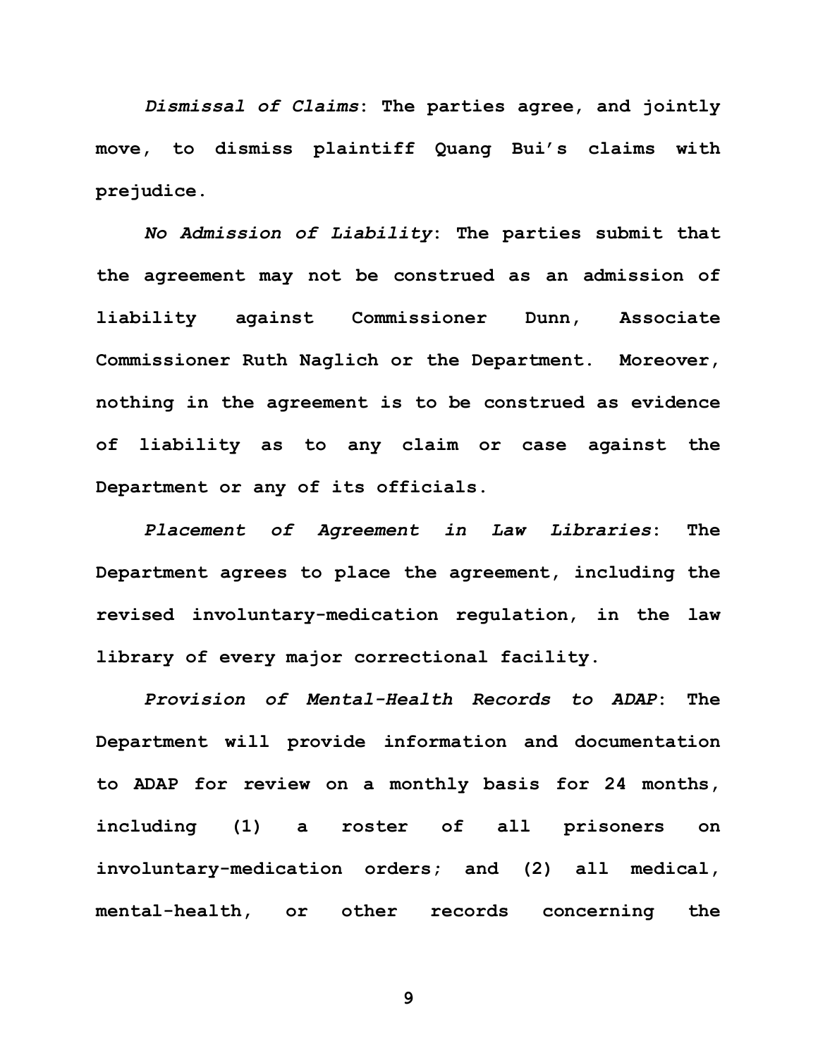*Dismissal of Claims*: The parties agree, and jointly move, to dismiss plaintiff Quang Bui's claims with prejudice.

*No Admission of Liability*: The parties submit that the agreement may not be construed as an admission of liability against Commissioner Dunn, Associate Commissioner Ruth Naglich or the Department. Moreover, nothing in the agreement is to be construed as evidence of liability as to any claim or case against the Department or any of its officials.

*Placement of Agreement in Law Libraries*: The Department agrees to place the agreement, including the revised involuntary-medication regulation, in the law library of every major correctional facility.

*Provision of Mental-Health Records to ADAP*: The Department will provide information and documentation to ADAP for review on a monthly basis for 24 months, including (1) a roster of all prisoners on involuntary-medication orders; and (2) all medical, mental-health, or other records concerning the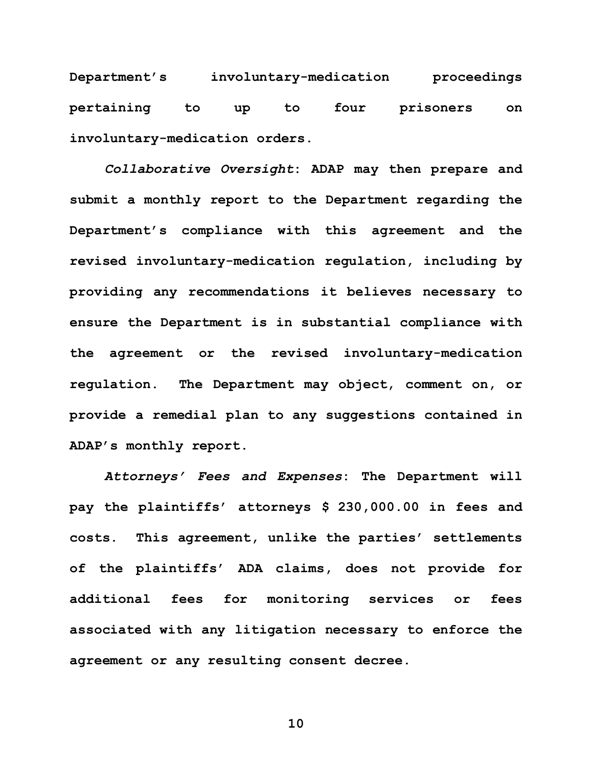Department's involuntary-medication proceedings pertaining to up to four prisoners on involuntary-medication orders.

*Collaborative Oversight*: ADAP may then prepare and submit a monthly report to the Department regarding the Department's compliance with this agreement and the revised involuntary-medication regulation, including by providing any recommendations it believes necessary to ensure the Department is in substantial compliance with the agreement or the revised involuntary-medication regulation. The Department may object, comment on, or provide a remedial plan to any suggestions contained in ADAP's monthly report.

*Attorneys' Fees and Expenses*: The Department will pay the plaintiffs' attorneys $ 230,000.00 in fees and costs. This agreement, unlike the parties' settlements of the plaintiffs' ADA claims, does not provide for additional fees for monitoring services or fees associated with any litigation necessary to enforce the agreement or any resulting consent decree.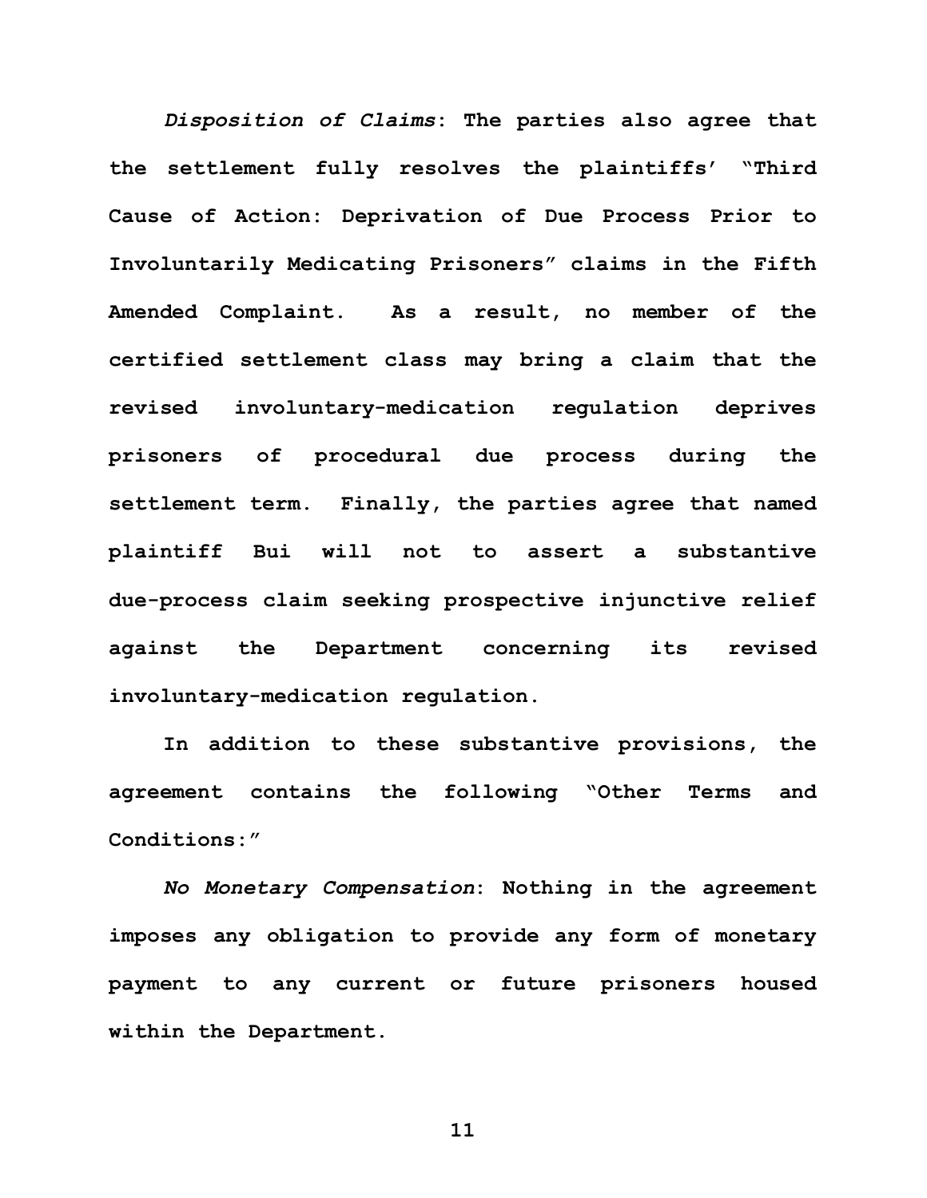*Disposition of Claims*: The parties also agree that the settlement fully resolves the plaintiffs' "Third Cause of Action: Deprivation of Due Process Prior to Involuntarily Medicating Prisoners" claims in the Fifth Amended Complaint. As a result, no member of the certified settlement class may bring a claim that the revised involuntary-medication regulation deprives prisoners of procedural due process during the settlement term. Finally, the parties agree that named plaintiff Bui will not to assert a substantive due-process claim seeking prospective injunctive relief against the Department concerning its revised involuntary-medication regulation.

In addition to these substantive provisions, the agreement contains the following "Other Terms and Conditions:"

*No Monetary Compensation*: Nothing in the agreement imposes any obligation to provide any form of monetary payment to any current or future prisoners housed within the Department.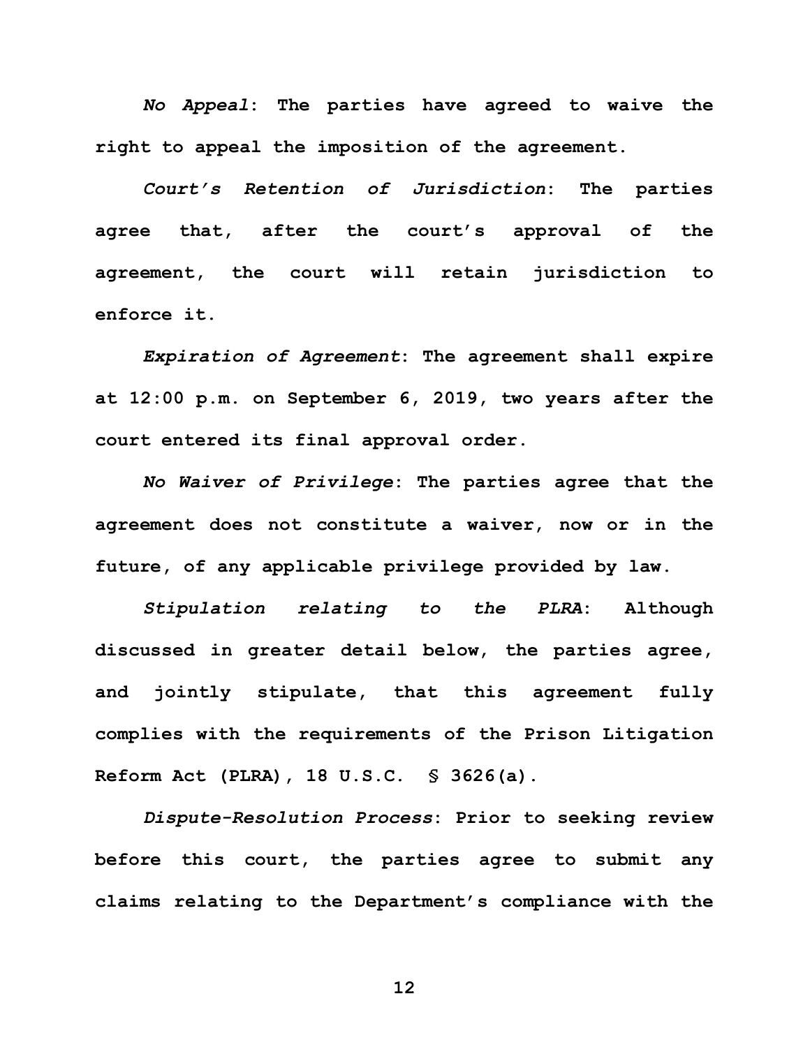*No Appeal*: The parties have agreed to waive the right to appeal the imposition of the agreement.

*Court's Retention of Jurisdiction*: The parties agree that, after the court's approval of the agreement, the court will retain jurisdiction to enforce it.

*Expiration of Agreement*: The agreement shall expire at 12:00 p.m. on September 6, 2019, two years after the court entered its final approval order.

*No Waiver of Privilege*: The parties agree that the agreement does not constitute a waiver, now or in the future, of any applicable privilege provided by law.

*Stipulation relating to the PLRA*: Although discussed in greater detail below, the parties agree, and jointly stipulate, that this agreement fully complies with the requirements of the Prison Litigation Reform Act (PLRA), 18 U.S.C. § 3626(a).

*Dispute-Resolution Process*: Prior to seeking review before this court, the parties agree to submit any claims relating to the Department's compliance with the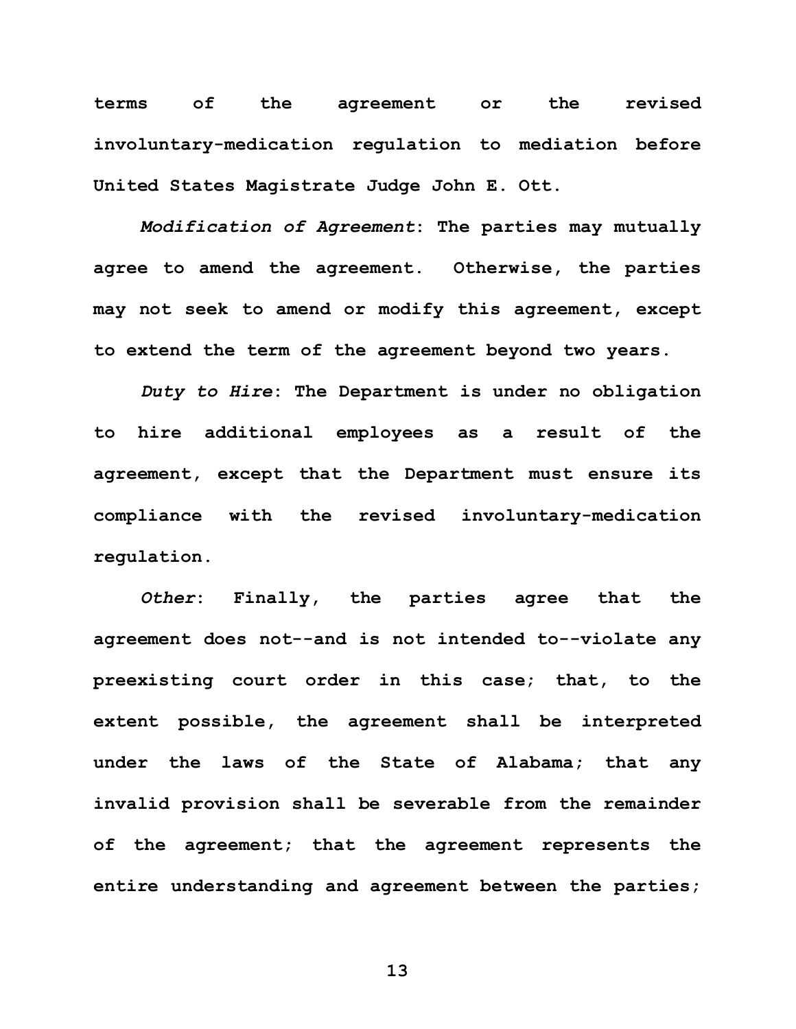**terms of the agreement or the revised involuntary-medication regulation to mediation before United States Magistrate Judge John E. Ott.**

***Modification of Agreement*: The parties may mutually agree to amend the agreement. Otherwise, the parties may not seek to amend or modify this agreement, except to extend the term of the agreement beyond two years.**

***Duty to Hire*: The Department is under no obligation to hire additional employees as a result of the agreement, except that the Department must ensure its compliance with the revised involuntary-medication regulation.**

***Other*: Finally, the parties agree that the agreement does not--and is not intended to--violate any preexisting court order in this case; that, to the extent possible, the agreement shall be interpreted under the laws of the State of Alabama; that any invalid provision shall be severable from the remainder of the agreement; that the agreement represents the entire understanding and agreement between the parties;**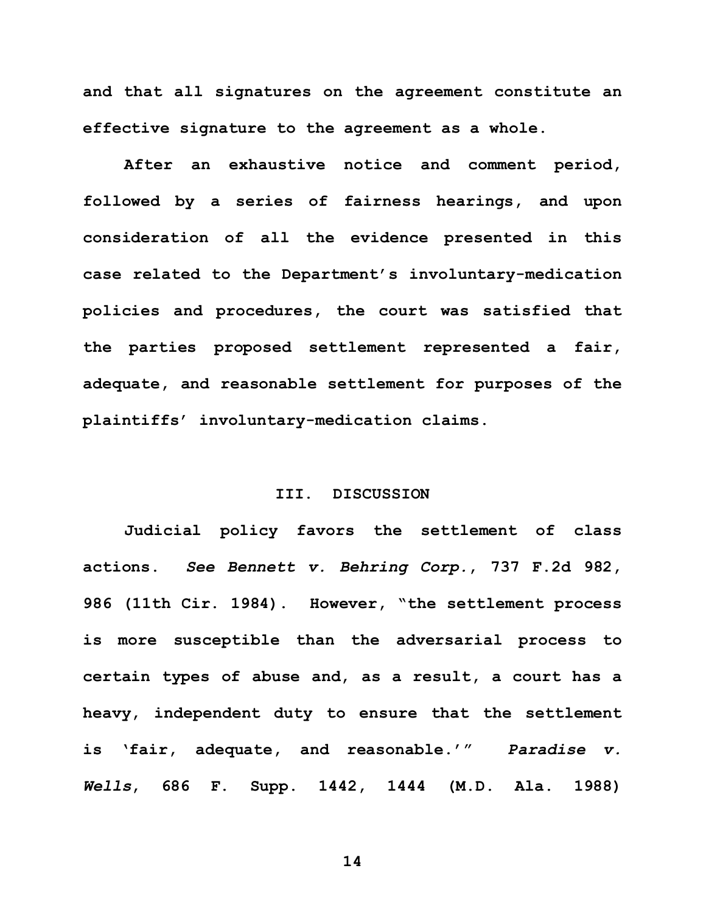and that all signatures on the agreement constitute an effective signature to the agreement as a whole.

After an exhaustive notice and comment period, followed by a series of fairness hearings, and upon consideration of all the evidence presented in this case related to the Department's involuntary-medication policies and procedures, the court was satisfied that the parties proposed settlement represented a fair, adequate, and reasonable settlement for purposes of the plaintiffs' involuntary-medication claims.

## III. DISCUSSION

Judicial policy favors the settlement of class actions. *See Bennett v. Behring Corp.*, 737 F.2d 982, 986 (11th Cir. 1984). However, "the settlement process is more susceptible than the adversarial process to certain types of abuse and, as a result, a court has a heavy, independent duty to ensure that the settlement is 'fair, adequate, and reasonable.'" *Paradise v. Wells*, 686 F. Supp. 1442, 1444 (M.D. Ala. 1988)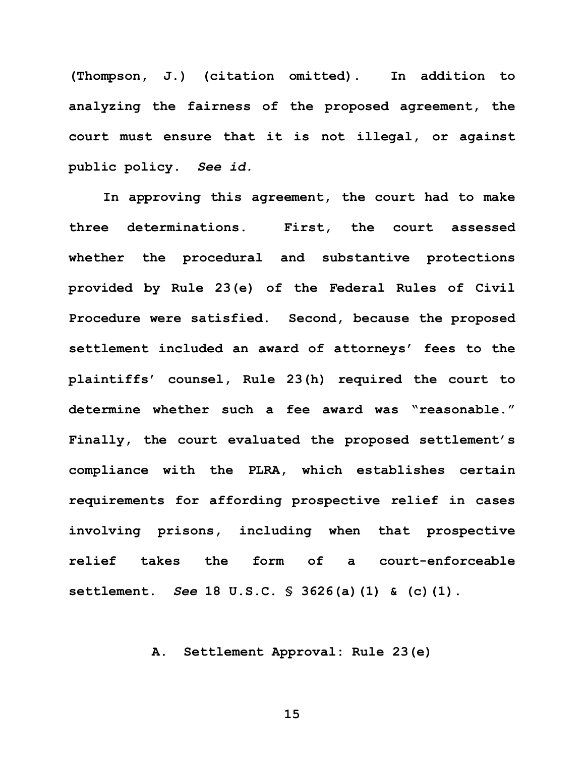(Thompson, J.) (citation omitted). In addition to analyzing the fairness of the proposed agreement, the court must ensure that it is not illegal, or against public policy. *See id.*

In approving this agreement, the court had to make three determinations. First, the court assessed whether the procedural and substantive protections provided by Rule 23(e) of the Federal Rules of Civil Procedure were satisfied. Second, because the proposed settlement included an award of attorneys' fees to the plaintiffs' counsel, Rule 23(h) required the court to determine whether such a fee award was "reasonable." Finally, the court evaluated the proposed settlement's compliance with the PLRA, which establishes certain requirements for affording prospective relief in cases involving prisons, including when that prospective relief takes the form of a court-enforceable settlement. *See* 18 U.S.C. § 3626(a)(1) & (c)(1).

### A. Settlement Approval: Rule 23(e)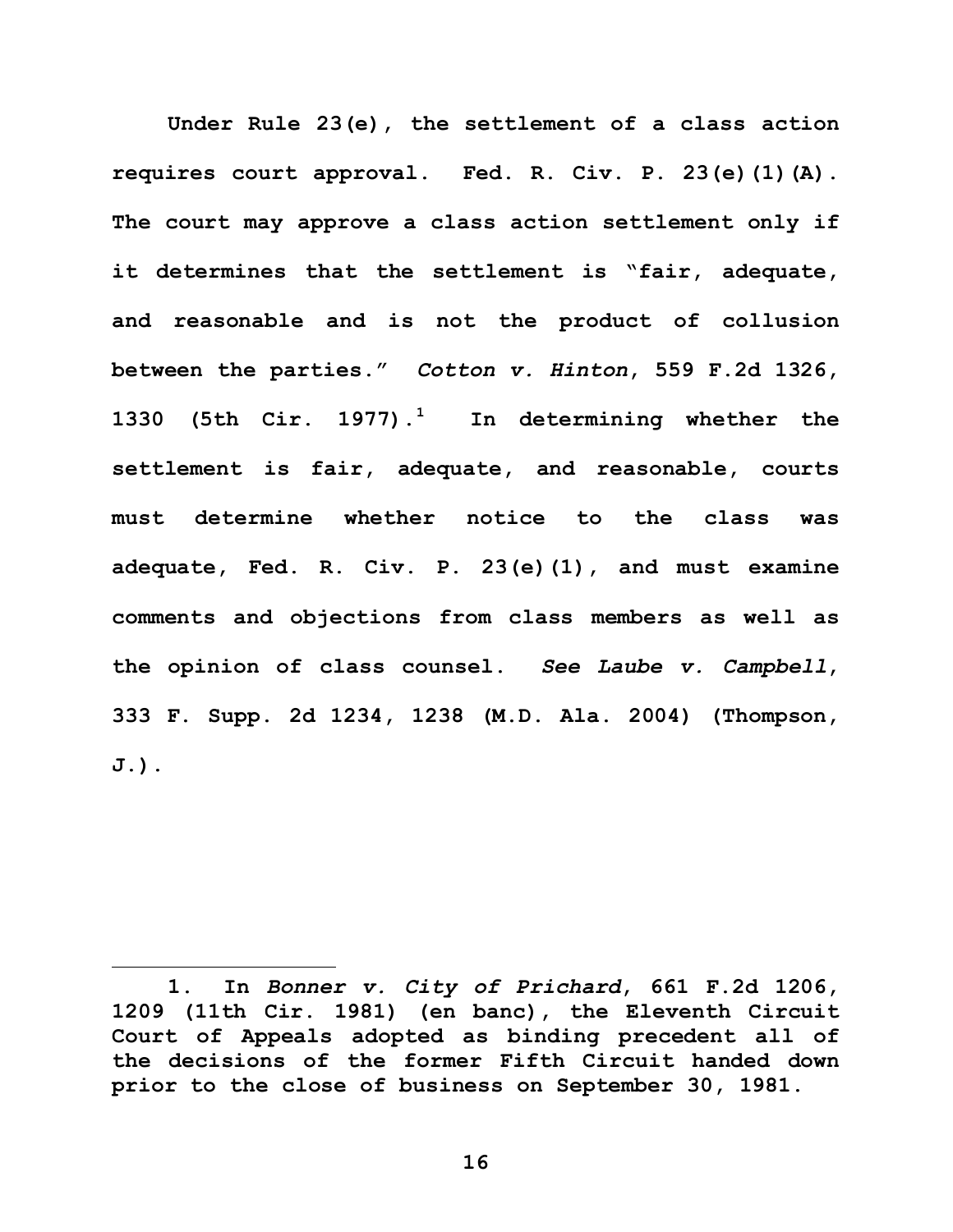Under Rule 23(e), the settlement of a class action requires court approval. Fed. R. Civ. P. 23(e)(1)(A). The court may approve a class action settlement only if it determines that the settlement is "fair, adequate, and reasonable and is not the product of collusion between the parties." *Cotton v. Hinton*, 559 F.2d 1326, 1330 (5th Cir. 1977).[1] In determining whether the settlement is fair, adequate, and reasonable, courts must determine whether notice to the class was adequate, Fed. R. Civ. P. 23(e)(1), and must examine comments and objections from class members as well as the opinion of class counsel. *See Laube v. Campbell*, 333 F. Supp. 2d 1234, 1238 (M.D. Ala. 2004) (Thompson, J.).

---

1. In *Bonner v. City of Prichard*, 661 F.2d 1206, 1209 (11th Cir. 1981) (en banc), the Eleventh Circuit Court of Appeals adopted as binding precedent all of the decisions of the former Fifth Circuit handed down prior to the close of business on September 30, 1981.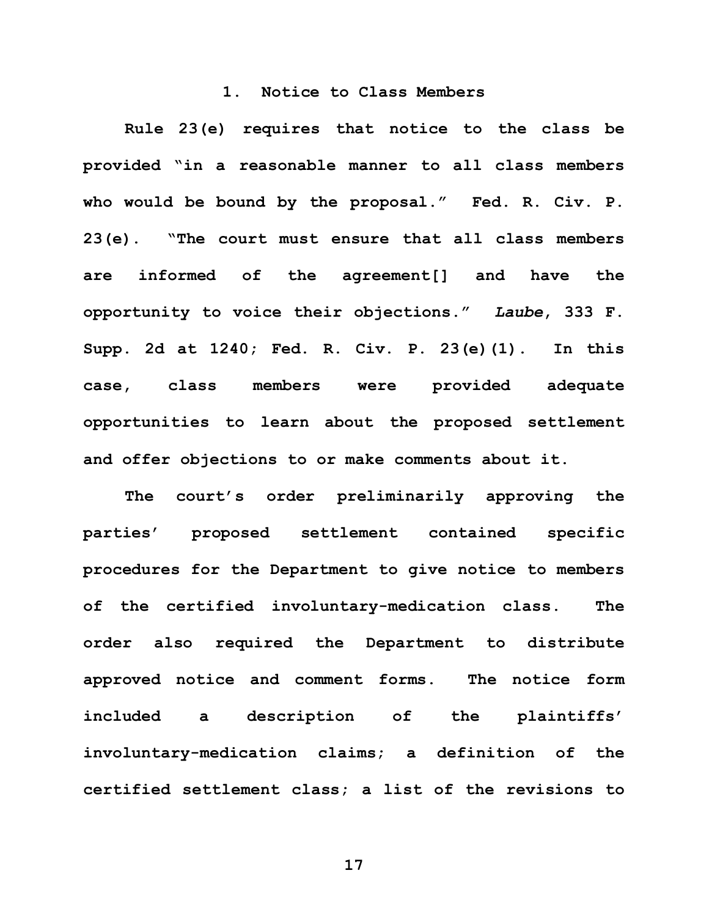### 1. Notice to Class Members

Rule 23(e) requires that notice to the class be provided "in a reasonable manner to all class members who would be bound by the proposal." Fed. R. Civ. P. 23(e). "The court must ensure that all class members are informed of the agreement[] and have the opportunity to voice their objections." *Laube*, 333 F. Supp. 2d at 1240; Fed. R. Civ. P. 23(e)(1). In this case, class members were provided adequate opportunities to learn about the proposed settlement and offer objections to or make comments about it.

The court's order preliminarily approving the parties' proposed settlement contained specific procedures for the Department to give notice to members of the certified involuntary-medication class. The order also required the Department to distribute approved notice and comment forms. The notice form included a description of the plaintiffs' involuntary-medication claims; a definition of the certified settlement class; a list of the revisions to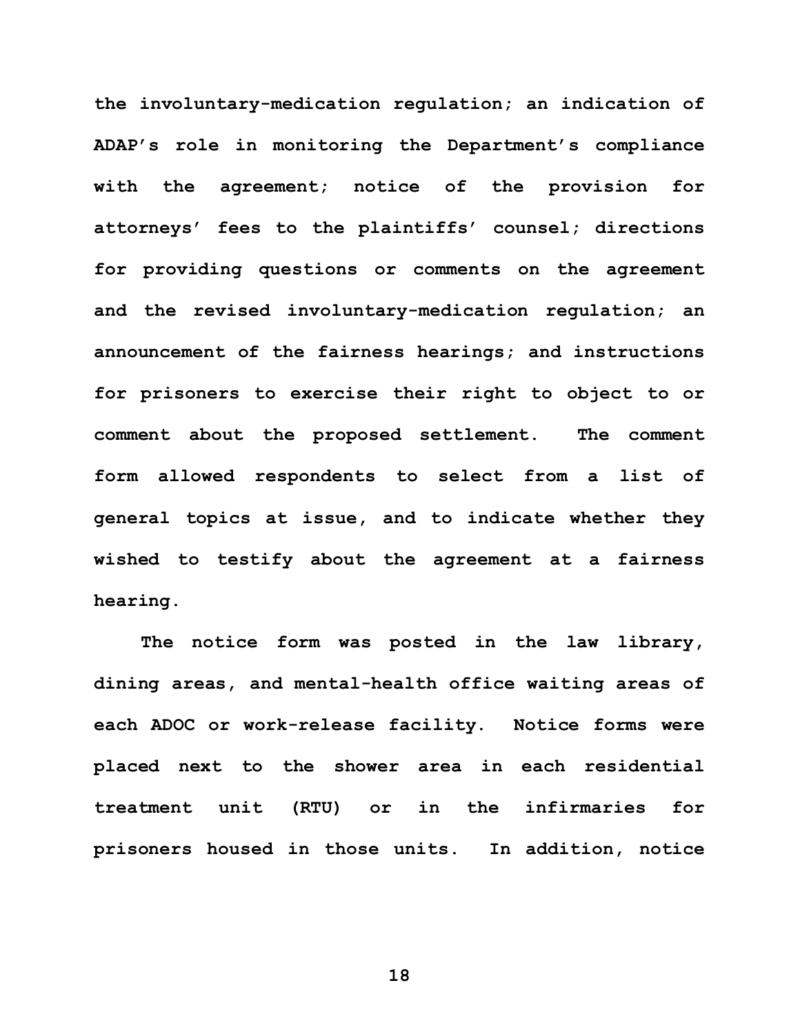the involuntary-medication regulation; an indication of ADAP's role in monitoring the Department's compliance with the agreement; notice of the provision for attorneys' fees to the plaintiffs' counsel; directions for providing questions or comments on the agreement and the revised involuntary-medication regulation; an announcement of the fairness hearings; and instructions for prisoners to exercise their right to object to or comment about the proposed settlement. The comment form allowed respondents to select from a list of general topics at issue, and to indicate whether they wished to testify about the agreement at a fairness hearing.

The notice form was posted in the law library, dining areas, and mental-health office waiting areas of each ADOC or work-release facility. Notice forms were placed next to the shower area in each residential treatment unit (RTU) or in the infirmaries for prisoners housed in those units. In addition, notice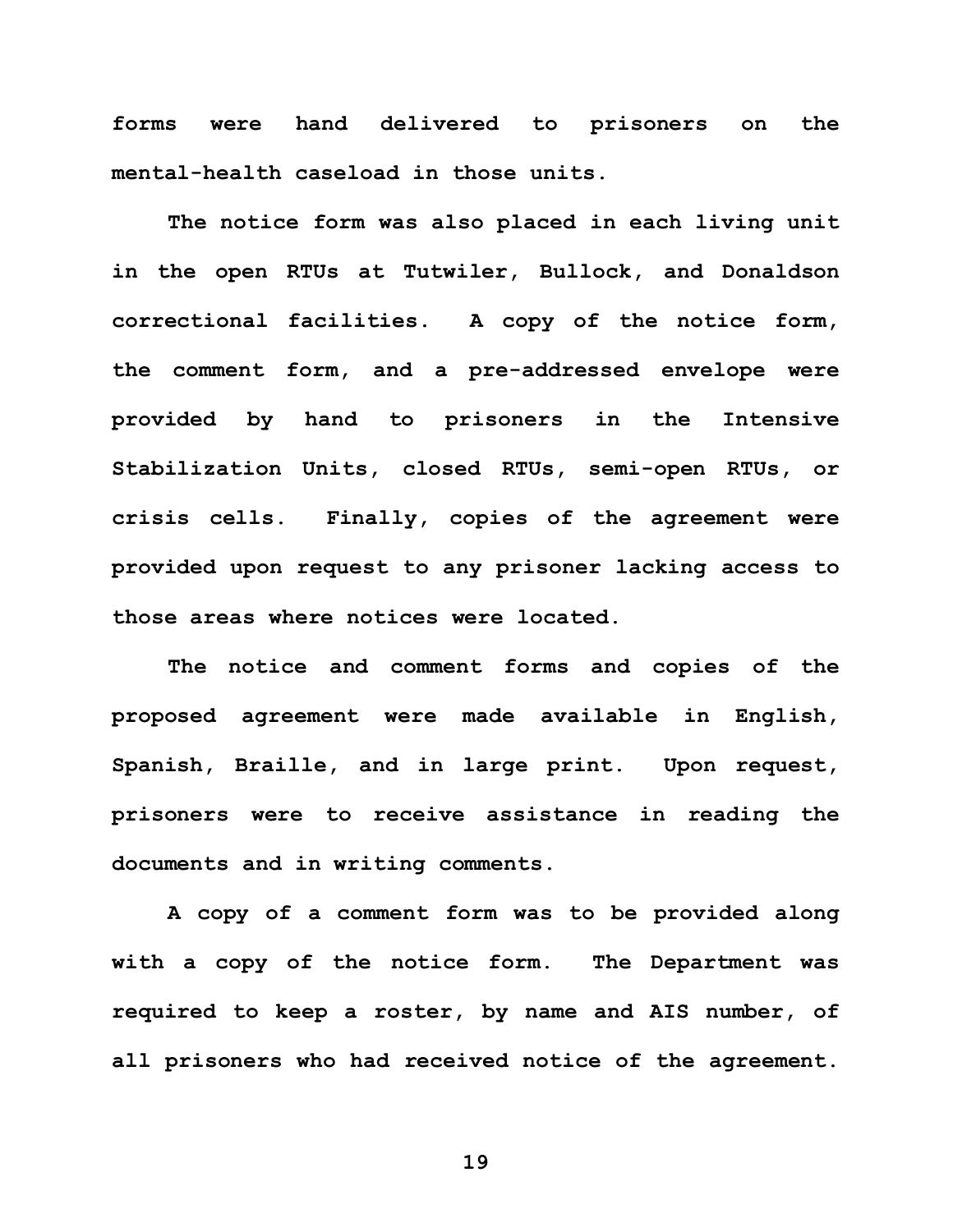forms were hand delivered to prisoners on the mental-health caseload in those units.

The notice form was also placed in each living unit in the open RTUs at Tutwiler, Bullock, and Donaldson correctional facilities. A copy of the notice form, the comment form, and a pre-addressed envelope were provided by hand to prisoners in the Intensive Stabilization Units, closed RTUs, semi-open RTUs, or crisis cells. Finally, copies of the agreement were provided upon request to any prisoner lacking access to those areas where notices were located.

The notice and comment forms and copies of the proposed agreement were made available in English, Spanish, Braille, and in large print. Upon request, prisoners were to receive assistance in reading the documents and in writing comments.

A copy of a comment form was to be provided along with a copy of the notice form. The Department was required to keep a roster, by name and AIS number, of all prisoners who had received notice of the agreement.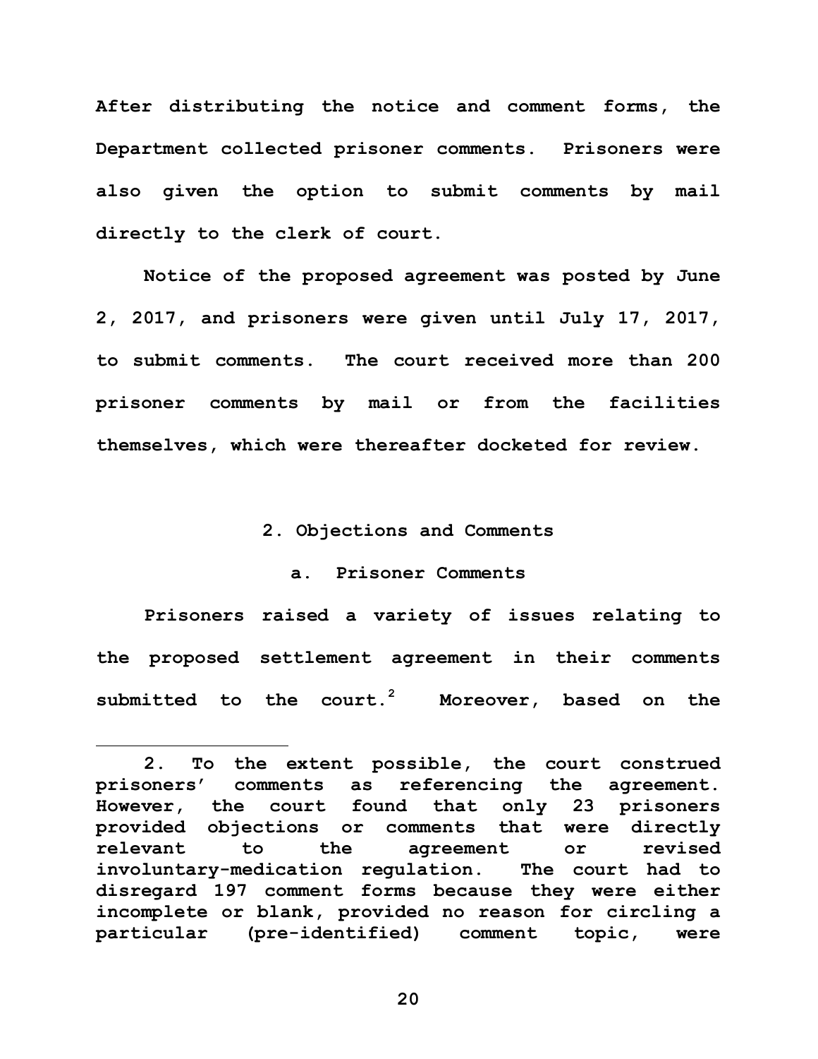After distributing the notice and comment forms, the Department collected prisoner comments. Prisoners were also given the option to submit comments by mail directly to the clerk of court.

Notice of the proposed agreement was posted by June 2, 2017, and prisoners were given until July 17, 2017, to submit comments. The court received more than 200 prisoner comments by mail or from the facilities themselves, which were thereafter docketed for review.

### 2. Objections and Comments

#### a. Prisoner Comments

Prisoners raised a variety of issues relating to the proposed settlement agreement in their comments submitted to the court.[2] Moreover, based on the

---

2. To the extent possible, the court construed prisoners' comments as referencing the agreement. However, the court found that only 23 prisoners provided objections or comments that were directly relevant to the agreement or revised involuntary-medication regulation. The court had to disregard 197 comment forms because they were either incomplete or blank, provided no reason for circling a particular (pre-identified) comment topic, were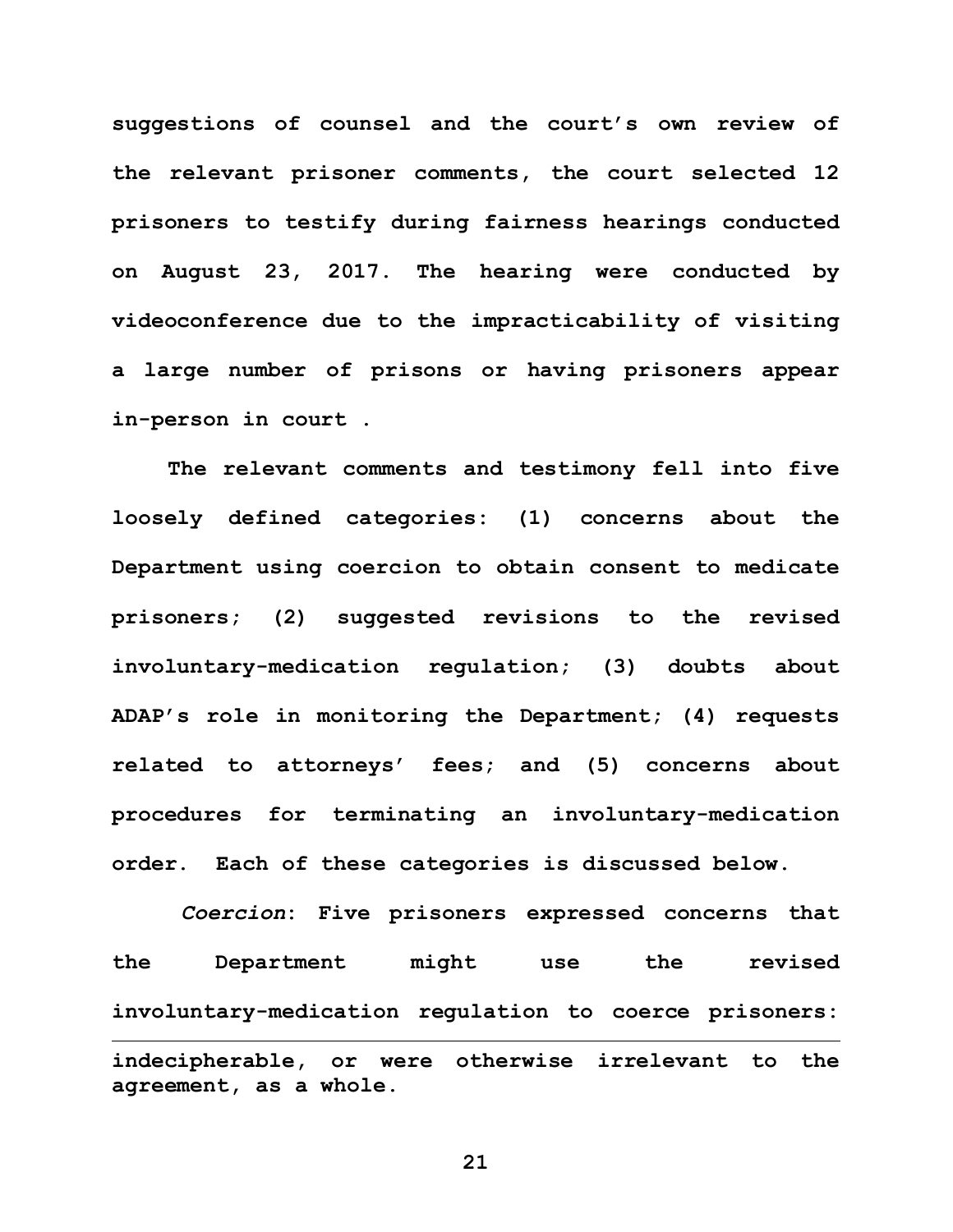**suggestions of counsel and the court's own review of the relevant prisoner comments, the court selected 12 prisoners to testify during fairness hearings conducted on August 23, 2017. The hearing were conducted by videoconference due to the impracticability of visiting a large number of prisons or having prisoners appear in-person in court .**

**The relevant comments and testimony fell into five loosely defined categories: (1) concerns about the Department using coercion to obtain consent to medicate prisoners; (2) suggested revisions to the revised involuntary-medication regulation; (3) doubts about ADAP's role in monitoring the Department; (4) requests related to attorneys' fees; and (5) concerns about procedures for terminating an involuntary-medication order. Each of these categories is discussed below.**

***Coercion*: Five prisoners expressed concerns that the Department might use the revised involuntary-medication regulation to coerce prisoners:**

---

**indecipherable, or were otherwise irrelevant to the agreement, as a whole.**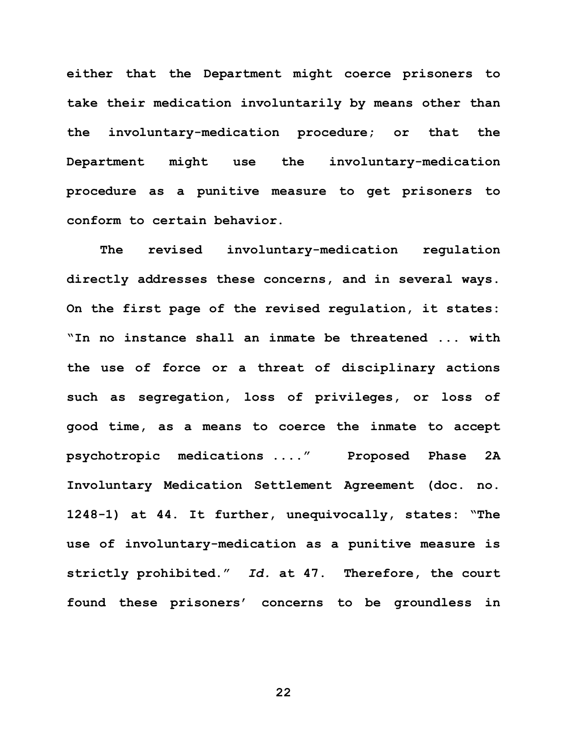either that the Department might coerce prisoners to take their medication involuntarily by means other than the involuntary-medication procedure; or that the Department might use the involuntary-medication procedure as a punitive measure to get prisoners to conform to certain behavior.

The revised involuntary-medication regulation directly addresses these concerns, and in several ways. On the first page of the revised regulation, it states: "In no instance shall an inmate be threatened ... with the use of force or a threat of disciplinary actions such as segregation, loss of privileges, or loss of good time, as a means to coerce the inmate to accept psychotropic medications ...." Proposed Phase 2A Involuntary Medication Settlement Agreement (doc. no. 1248-1) at 44. It further, unequivocally, states: "The use of involuntary-medication as a punitive measure is strictly prohibited." *Id.* at 47. Therefore, the court found these prisoners' concerns to be groundless in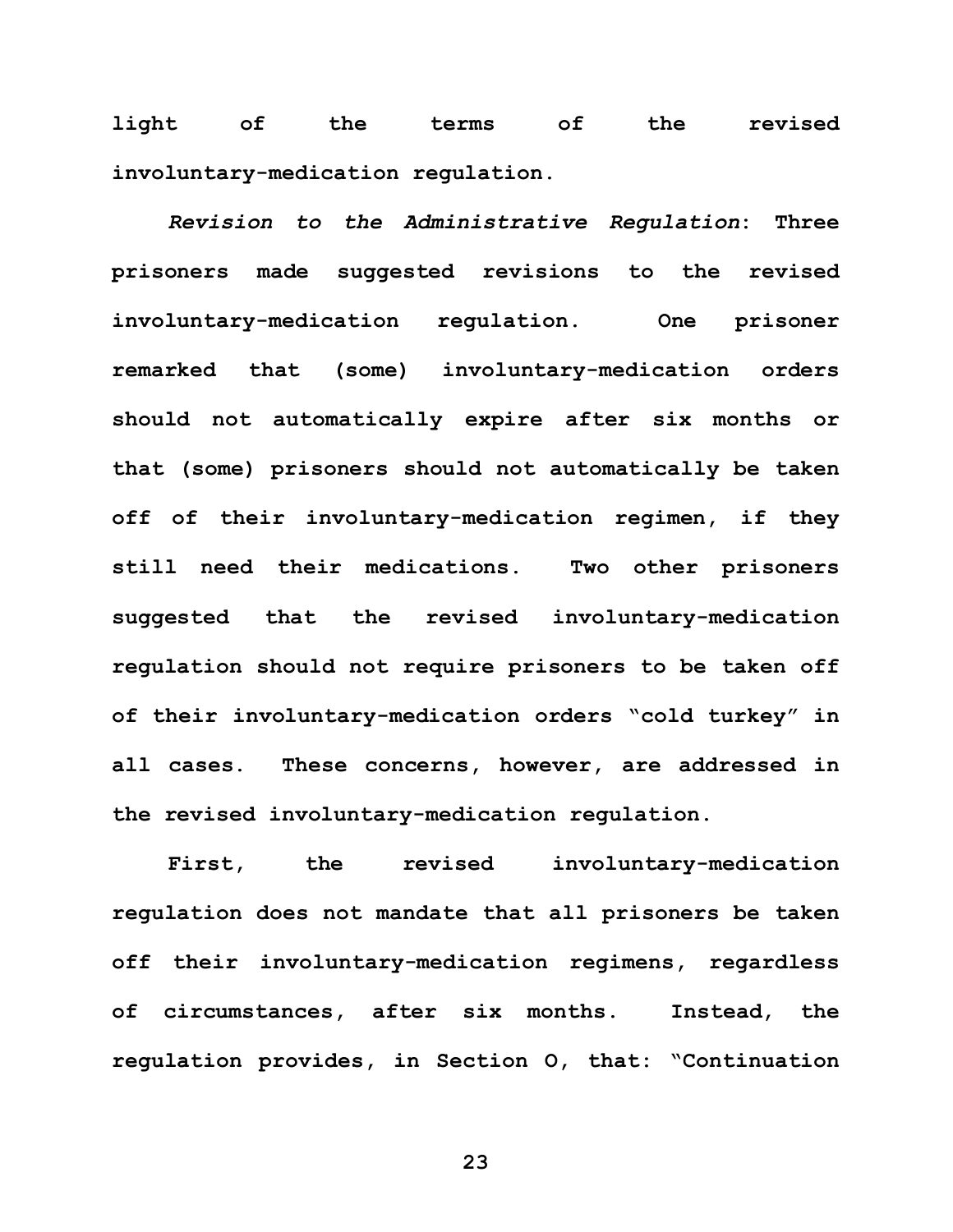**light of the terms of the revised involuntary-medication regulation.**

***Revision to the Administrative Regulation*: Three prisoners made suggested revisions to the revised involuntary-medication regulation. One prisoner remarked that (some) involuntary-medication orders should not automatically expire after six months or that (some) prisoners should not automatically be taken off of their involuntary-medication regimen, if they still need their medications. Two other prisoners suggested that the revised involuntary-medication regulation should not require prisoners to be taken off of their involuntary-medication orders "cold turkey" in all cases. These concerns, however, are addressed in the revised involuntary-medication regulation.**

**First, the revised involuntary-medication regulation does not mandate that all prisoners be taken off their involuntary-medication regimens, regardless of circumstances, after six months. Instead, the regulation provides, in Section O, that: "Continuation**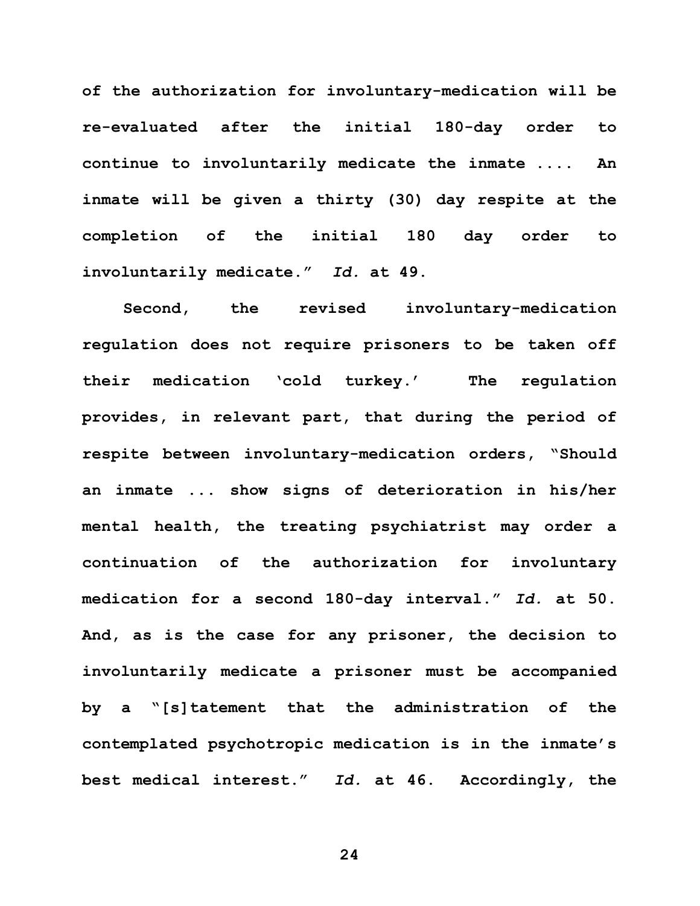of the authorization for involuntary-medication will be re-evaluated after the initial 180-day order to continue to involuntarily medicate the inmate .... An inmate will be given a thirty (30) day respite at the completion of the initial 180 day order to involuntarily medicate." *Id.* at 49.

Second, the revised involuntary-medication regulation does not require prisoners to be taken off their medication 'cold turkey.' The regulation provides, in relevant part, that during the period of respite between involuntary-medication orders, "Should an inmate ... show signs of deterioration in his/her mental health, the treating psychiatrist may order a continuation of the authorization for involuntary medication for a second 180-day interval." *Id.* at 50. And, as is the case for any prisoner, the decision to involuntarily medicate a prisoner must be accompanied by a "[s]tatement that the administration of the contemplated psychotropic medication is in the inmate's best medical interest." *Id.* at 46. Accordingly, the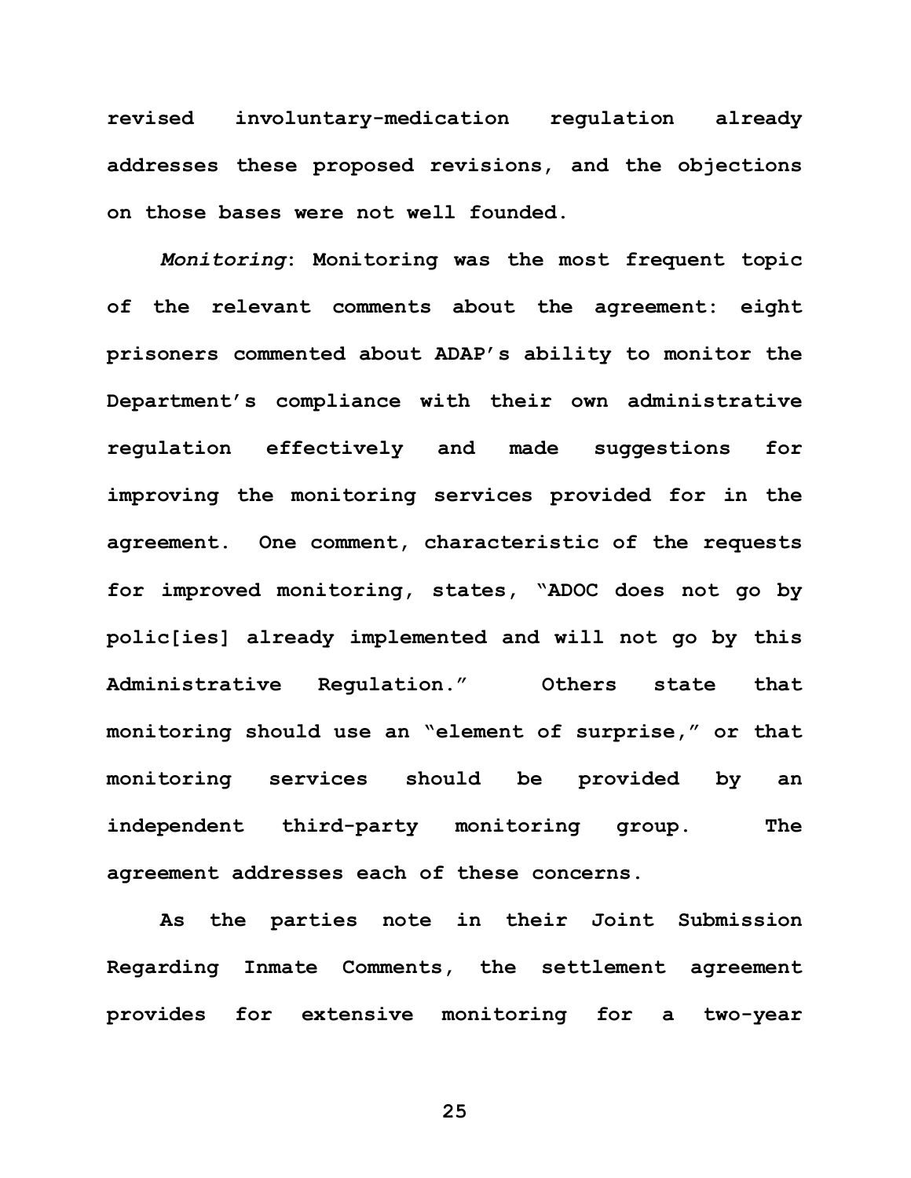revised involuntary-medication regulation already addresses these proposed revisions, and the objections on those bases were not well founded.

*Monitoring*: Monitoring was the most frequent topic of the relevant comments about the agreement: eight prisoners commented about ADAP's ability to monitor the Department's compliance with their own administrative regulation effectively and made suggestions for improving the monitoring services provided for in the agreement. One comment, characteristic of the requests for improved monitoring, states, "ADOC does not go by polic[ies] already implemented and will not go by this Administrative Regulation." Others state that monitoring should use an "element of surprise," or that monitoring services should be provided by an independent third-party monitoring group. The agreement addresses each of these concerns.

As the parties note in their Joint Submission Regarding Inmate Comments, the settlement agreement provides for extensive monitoring for a two-year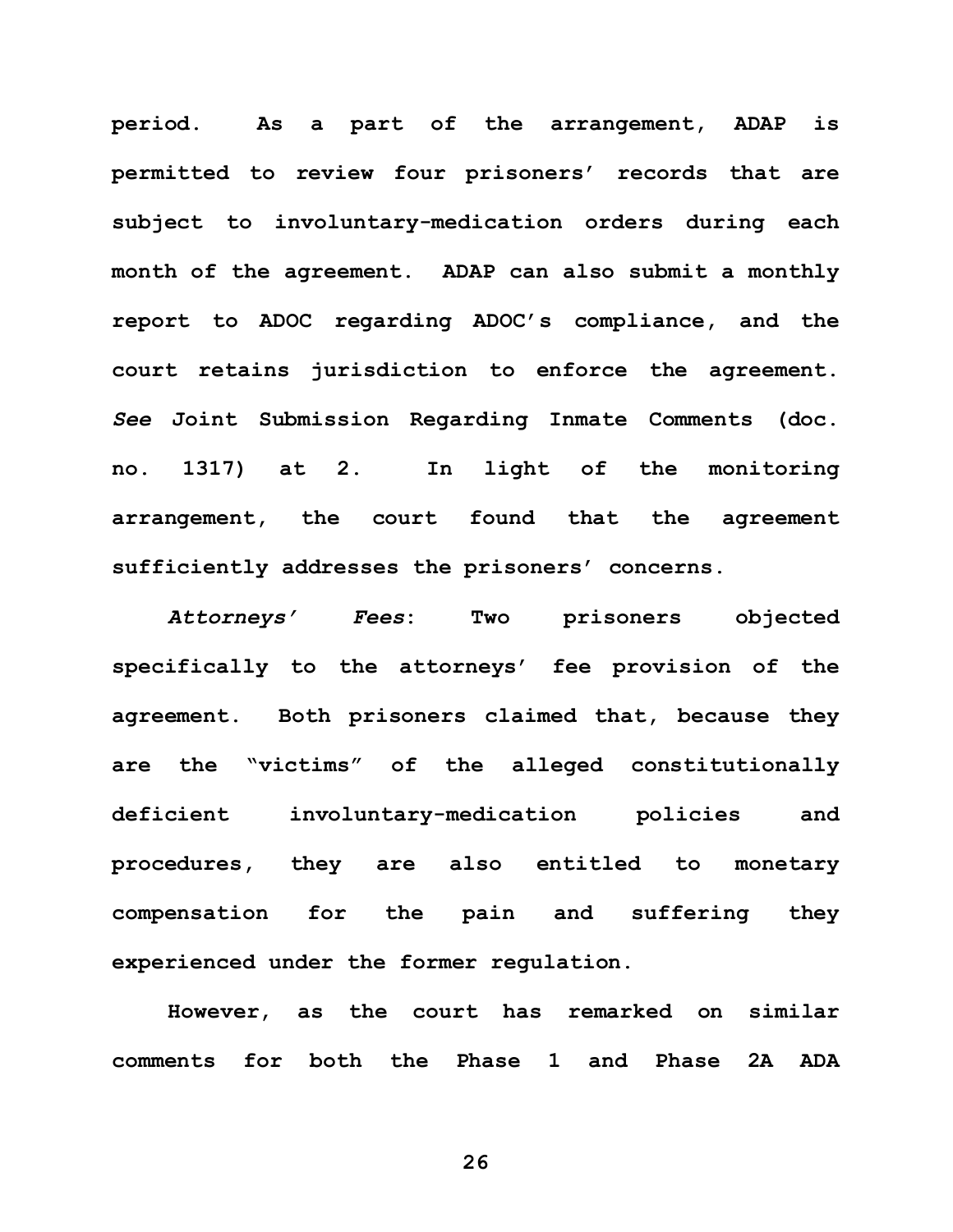period. As a part of the arrangement, ADAP is permitted to review four prisoners' records that are subject to involuntary-medication orders during each month of the agreement. ADAP can also submit a monthly report to ADOC regarding ADOC's compliance, and the court retains jurisdiction to enforce the agreement. *See* Joint Submission Regarding Inmate Comments (doc. no. 1317) at 2. In light of the monitoring arrangement, the court found that the agreement sufficiently addresses the prisoners' concerns.

*Attorneys' Fees*: Two prisoners objected specifically to the attorneys' fee provision of the agreement. Both prisoners claimed that, because they are the "victims" of the alleged constitutionally deficient involuntary-medication policies and procedures, they are also entitled to monetary compensation for the pain and suffering they experienced under the former regulation.

However, as the court has remarked on similar comments for both the Phase 1 and Phase 2A ADA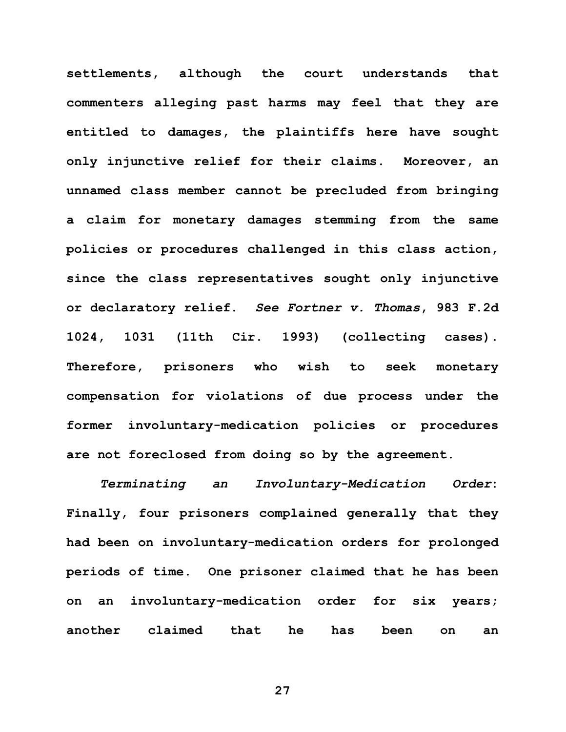settlements, although the court understands that commenters alleging past harms may feel that they are entitled to damages, the plaintiffs here have sought only injunctive relief for their claims. Moreover, an unnamed class member cannot be precluded from bringing a claim for monetary damages stemming from the same policies or procedures challenged in this class action, since the class representatives sought only injunctive or declaratory relief. *See Fortner v. Thomas*, 983 F.2d 1024, 1031 (11th Cir. 1993) (collecting cases). Therefore, prisoners who wish to seek monetary compensation for violations of due process under the former involuntary-medication policies or procedures are not foreclosed from doing so by the agreement.

*Terminating an Involuntary-Medication Order*: Finally, four prisoners complained generally that they had been on involuntary-medication orders for prolonged periods of time. One prisoner claimed that he has been on an involuntary-medication order for six years; another claimed that he has been on an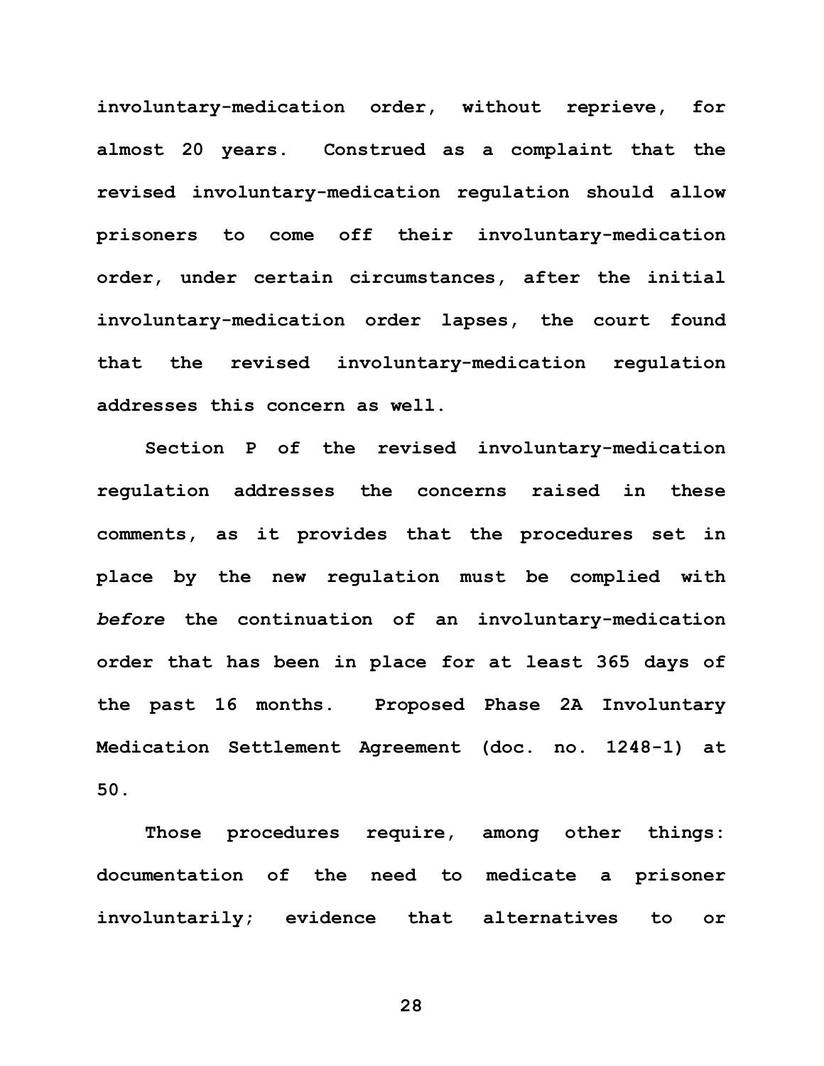involuntary-medication order, without reprieve, for almost 20 years. Construed as a complaint that the revised involuntary-medication regulation should allow prisoners to come off their involuntary-medication order, under certain circumstances, after the initial involuntary-medication order lapses, the court found that the revised involuntary-medication regulation addresses this concern as well.

Section P of the revised involuntary-medication regulation addresses the concerns raised in these comments, as it provides that the procedures set in place by the new regulation must be complied with *before* the continuation of an involuntary-medication order that has been in place for at least 365 days of the past 16 months. Proposed Phase 2A Involuntary Medication Settlement Agreement (doc. no. 1248-1) at 50.

Those procedures require, among other things: documentation of the need to medicate a prisoner involuntarily; evidence that alternatives to or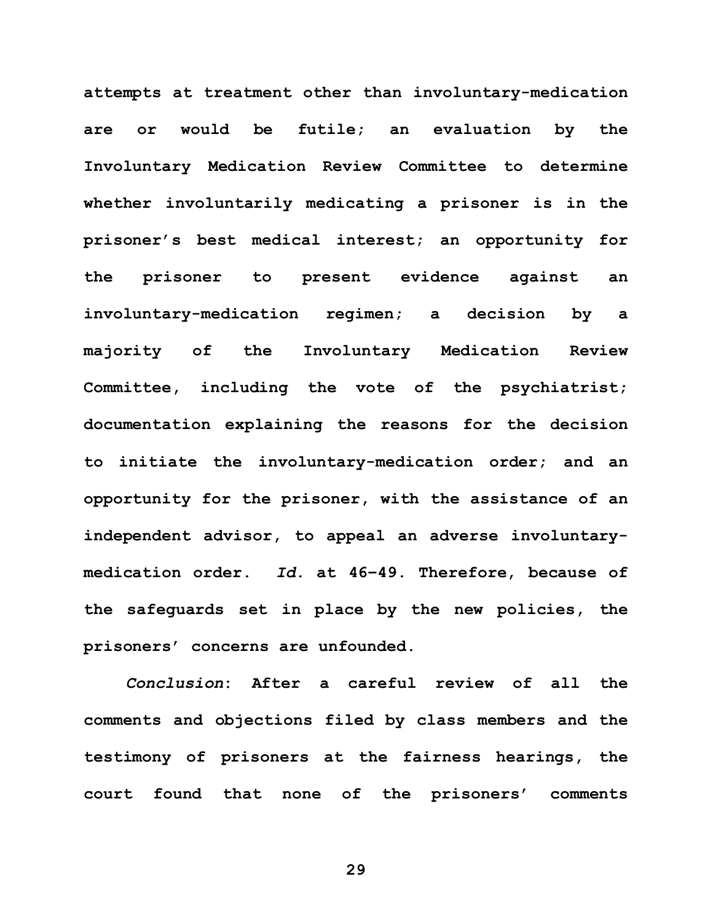**attempts at treatment other than involuntary-medication are or would be futile; an evaluation by the Involuntary Medication Review Committee to determine whether involuntarily medicating a prisoner is in the prisoner's best medical interest; an opportunity for the prisoner to present evidence against an involuntary-medication regimen; a decision by a majority of the Involuntary Medication Review Committee, including the vote of the psychiatrist; documentation explaining the reasons for the decision to initiate the involuntary-medication order; and an opportunity for the prisoner, with the assistance of an independent advisor, to appeal an adverse involuntary-medication order. *Id.* at 46-49. Therefore, because of the safeguards set in place by the new policies, the prisoners' concerns are unfounded.**

***Conclusion*: After a careful review of all the comments and objections filed by class members and the testimony of prisoners at the fairness hearings, the court found that none of the prisoners' comments**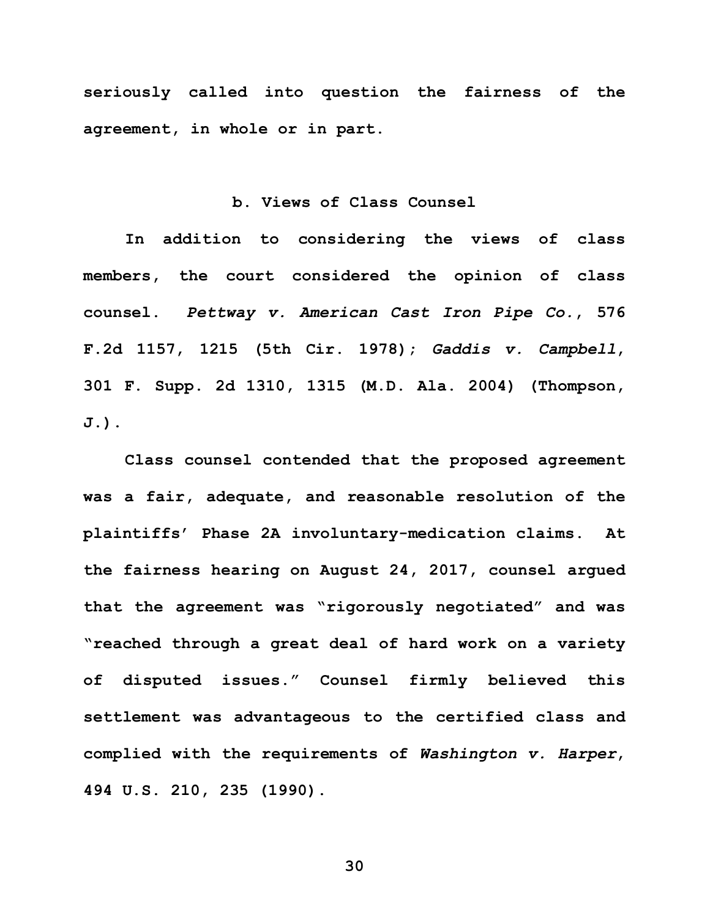seriously called into question the fairness of the agreement, in whole or in part.

### b. Views of Class Counsel

In addition to considering the views of class members, the court considered the opinion of class counsel. *Pettway v. American Cast Iron Pipe Co.*, 576 F.2d 1157, 1215 (5th Cir. 1978); *Gaddis v. Campbell*, 301 F. Supp. 2d 1310, 1315 (M.D. Ala. 2004) (Thompson, J.).

Class counsel contended that the proposed agreement was a fair, adequate, and reasonable resolution of the plaintiffs' Phase 2A involuntary-medication claims. At the fairness hearing on August 24, 2017, counsel argued that the agreement was "rigorously negotiated" and was "reached through a great deal of hard work on a variety of disputed issues." Counsel firmly believed this settlement was advantageous to the certified class and complied with the requirements of *Washington v. Harper*, 494 U.S. 210, 235 (1990).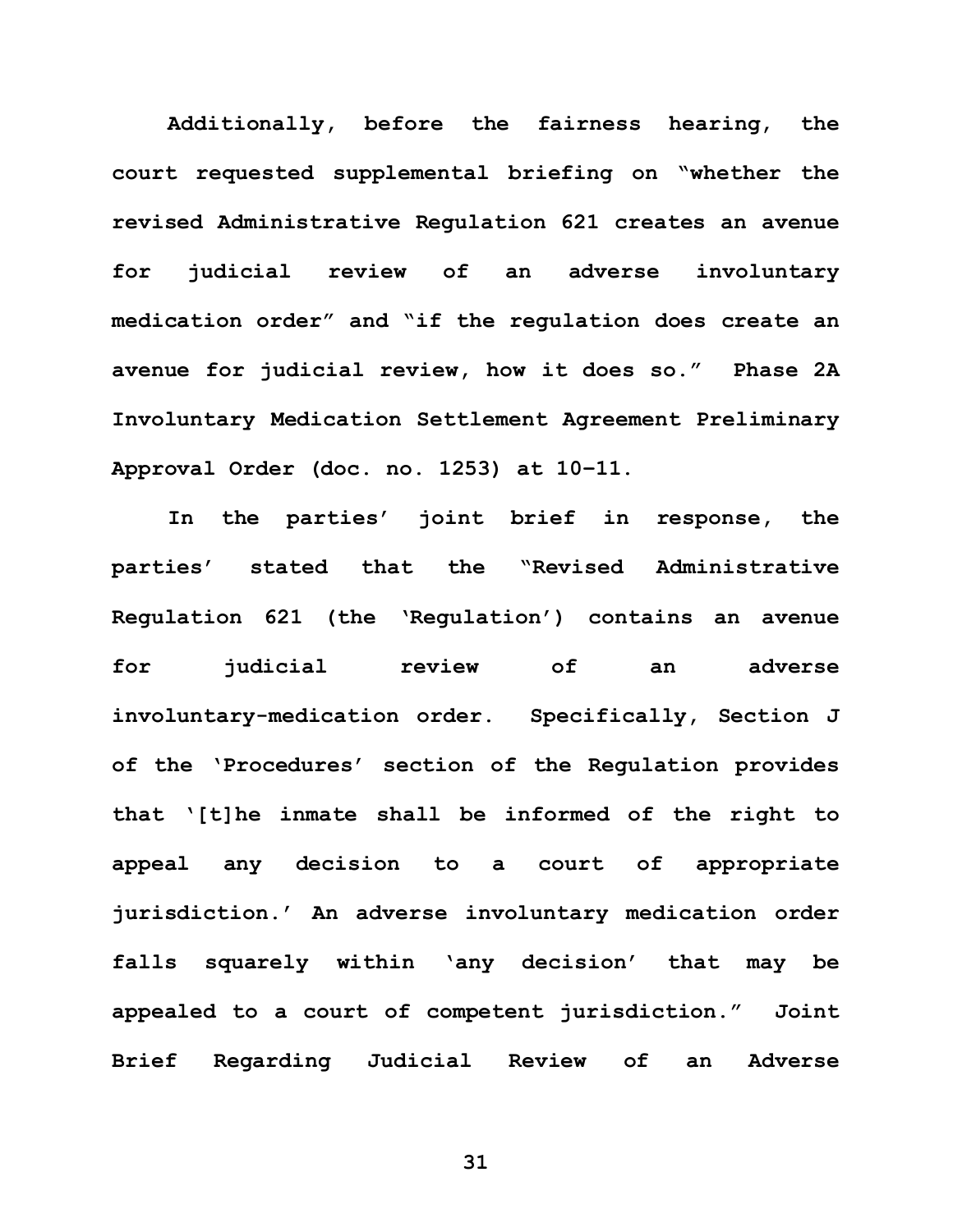Additionally, before the fairness hearing, the court requested supplemental briefing on "whether the revised Administrative Regulation 621 creates an avenue for judicial review of an adverse involuntary medication order" and "if the regulation does create an avenue for judicial review, how it does so." Phase 2A Involuntary Medication Settlement Agreement Preliminary Approval Order (doc. no. 1253) at 10-11.

In the parties' joint brief in response, the parties' stated that the "Revised Administrative Regulation 621 (the 'Regulation') contains an avenue for judicial review of an adverse involuntary-medication order. Specifically, Section J of the 'Procedures' section of the Regulation provides that '[t]he inmate shall be informed of the right to appeal any decision to a court of appropriate jurisdiction.' An adverse involuntary medication order falls squarely within 'any decision' that may be appealed to a court of competent jurisdiction." Joint Brief Regarding Judicial Review of an Adverse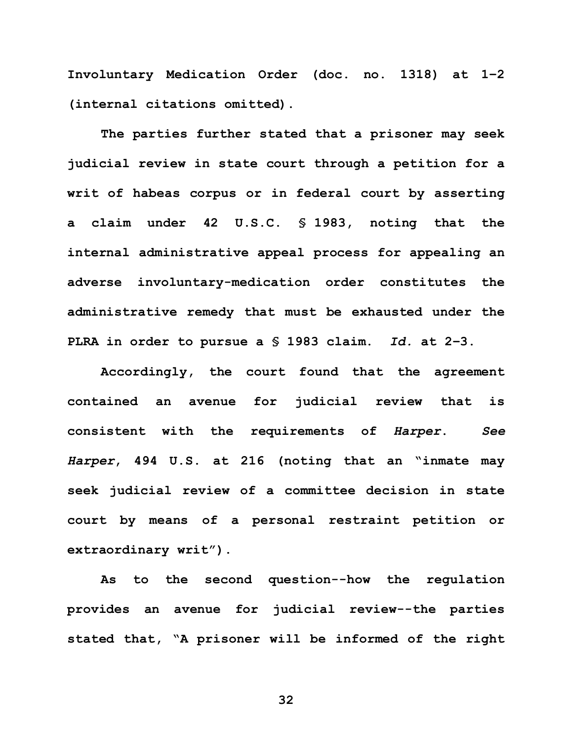Involuntary Medication Order (doc. no. 1318) at 1–2 (internal citations omitted).

The parties further stated that a prisoner may seek judicial review in state court through a petition for a writ of habeas corpus or in federal court by asserting a claim under 42 U.S.C. § 1983, noting that the internal administrative appeal process for appealing an adverse involuntary-medication order constitutes the administrative remedy that must be exhausted under the PLRA in order to pursue a § 1983 claim. *Id.* at 2–3.

Accordingly, the court found that the agreement contained an avenue for judicial review that is consistent with the requirements of *Harper*. *See Harper*, 494 U.S. at 216 (noting that an "inmate may seek judicial review of a committee decision in state court by means of a personal restraint petition or extraordinary writ").

As to the second question--how the regulation provides an avenue for judicial review--the parties stated that, "A prisoner will be informed of the right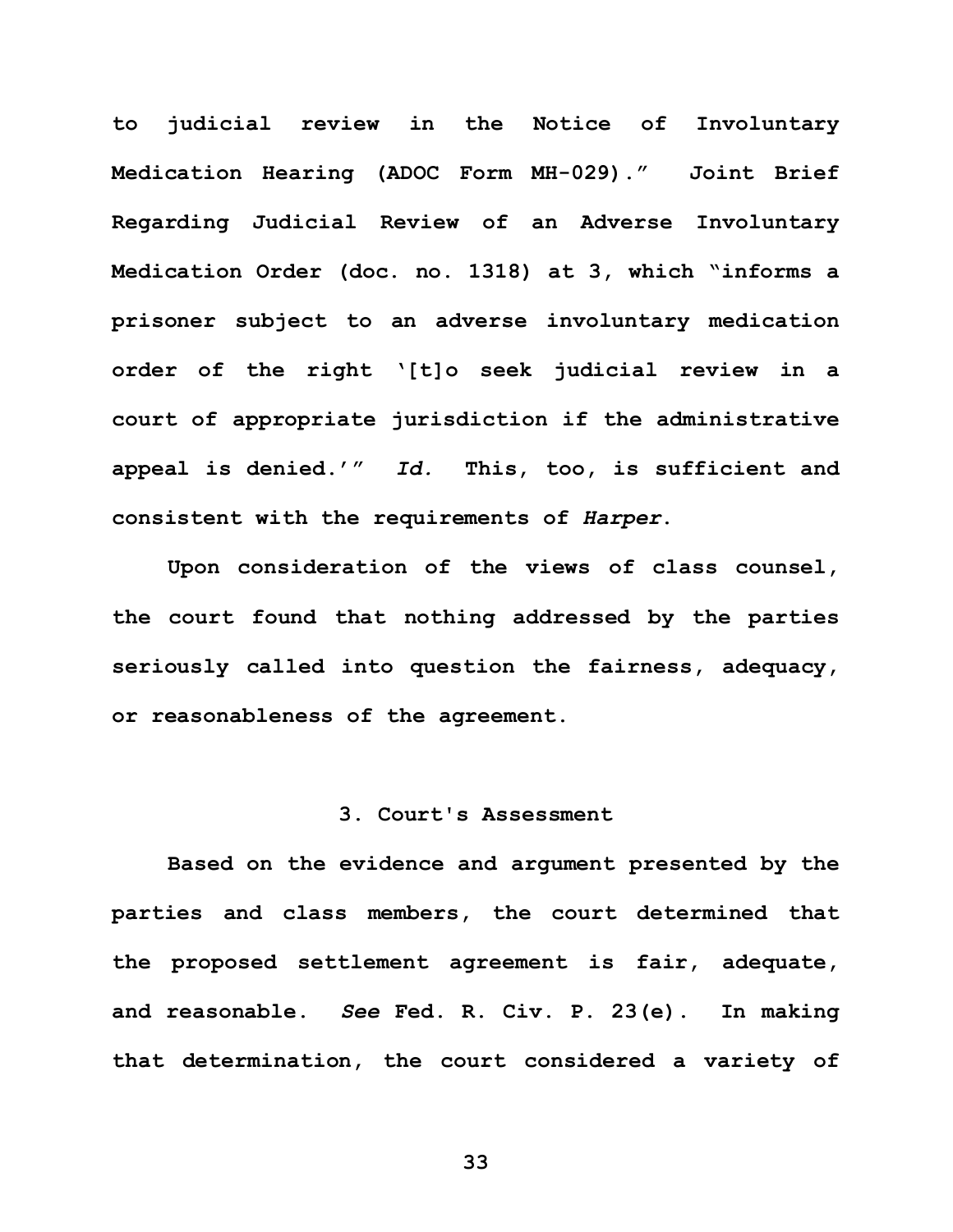to judicial review in the Notice of Involuntary Medication Hearing (ADOC Form MH-029)." Joint Brief Regarding Judicial Review of an Adverse Involuntary Medication Order (doc. no. 1318) at 3, which "informs a prisoner subject to an adverse involuntary medication order of the right '[t]o seek judicial review in a court of appropriate jurisdiction if the administrative appeal is denied.'" *Id.* This, too, is sufficient and consistent with the requirements of *Harper*.

Upon consideration of the views of class counsel, the court found that nothing addressed by the parties seriously called into question the fairness, adequacy, or reasonableness of the agreement.

### 3. Court's Assessment

Based on the evidence and argument presented by the parties and class members, the court determined that the proposed settlement agreement is fair, adequate, and reasonable. *See* Fed. R. Civ. P. 23(e). In making that determination, the court considered a variety of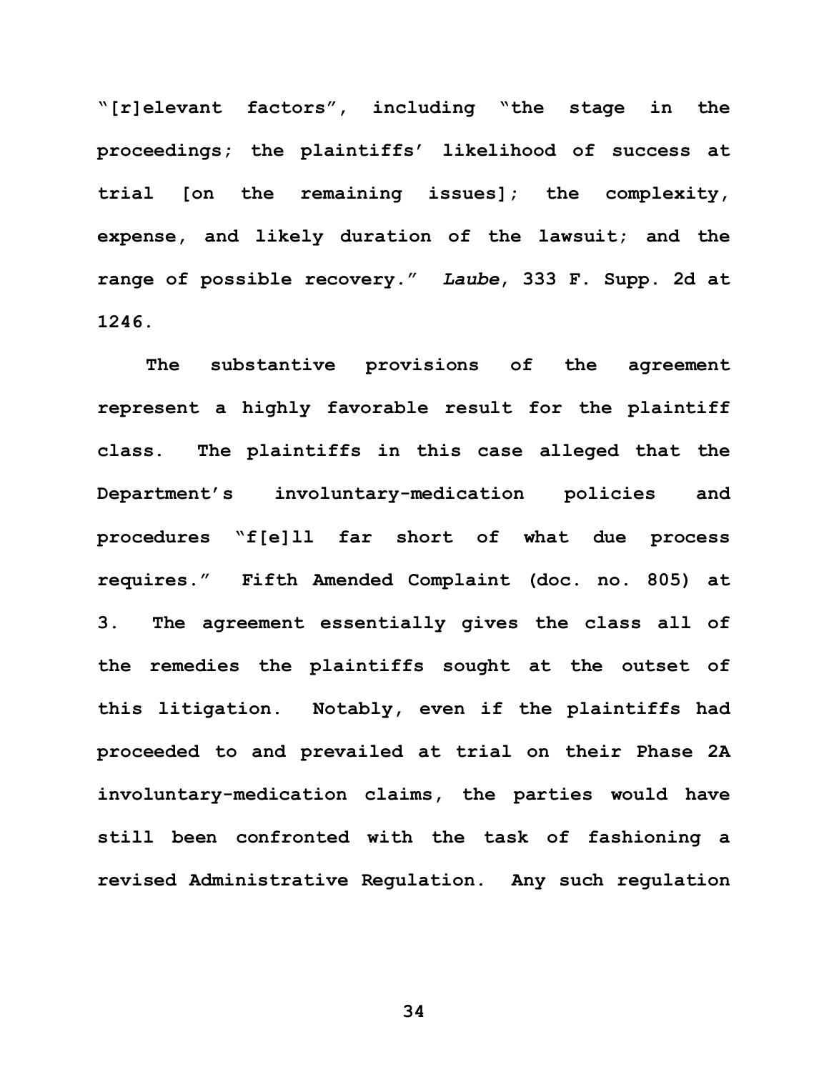"[r]elevant factors", including "the stage in the proceedings; the plaintiffs' likelihood of success at trial [on the remaining issues]; the complexity, expense, and likely duration of the lawsuit; and the range of possible recovery." *Laube*, 333 F. Supp. 2d at 1246.

The substantive provisions of the agreement represent a highly favorable result for the plaintiff class. The plaintiffs in this case alleged that the Department's involuntary-medication policies and procedures "f[e]ll far short of what due process requires." Fifth Amended Complaint (doc. no. 805) at 3. The agreement essentially gives the class all of the remedies the plaintiffs sought at the outset of this litigation. Notably, even if the plaintiffs had proceeded to and prevailed at trial on their Phase 2A involuntary-medication claims, the parties would have still been confronted with the task of fashioning a revised Administrative Regulation. Any such regulation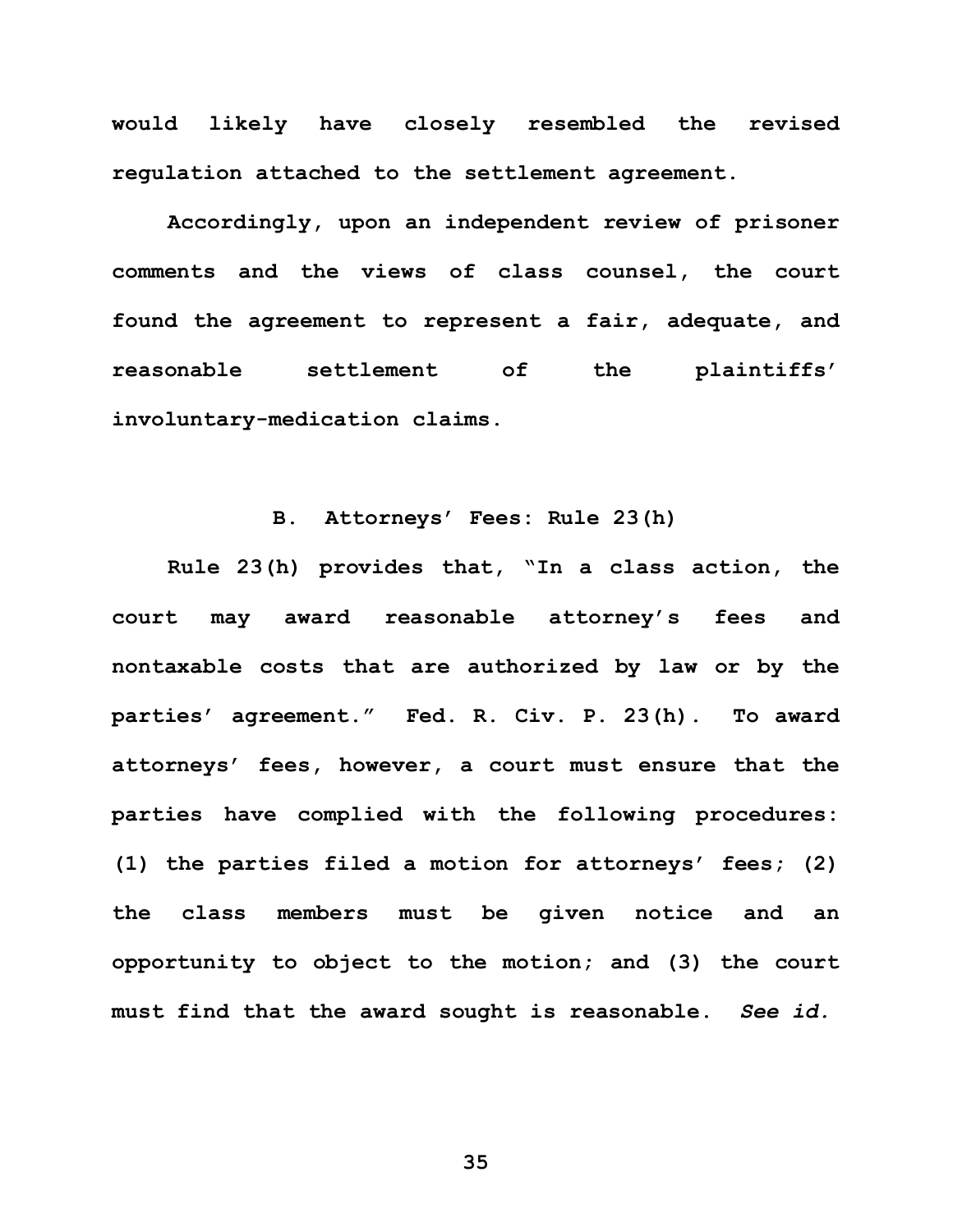would likely have closely resembled the revised regulation attached to the settlement agreement.

Accordingly, upon an independent review of prisoner comments and the views of class counsel, the court found the agreement to represent a fair, adequate, and reasonable settlement of the plaintiffs' involuntary-medication claims.

### B. Attorneys' Fees: Rule 23(h)

Rule 23(h) provides that, "In a class action, the court may award reasonable attorney's fees and nontaxable costs that are authorized by law or by the parties' agreement." Fed. R. Civ. P. 23(h). To award attorneys' fees, however, a court must ensure that the parties have complied with the following procedures: (1) the parties filed a motion for attorneys' fees; (2) the class members must be given notice and an opportunity to object to the motion; and (3) the court must find that the award sought is reasonable. *See id.*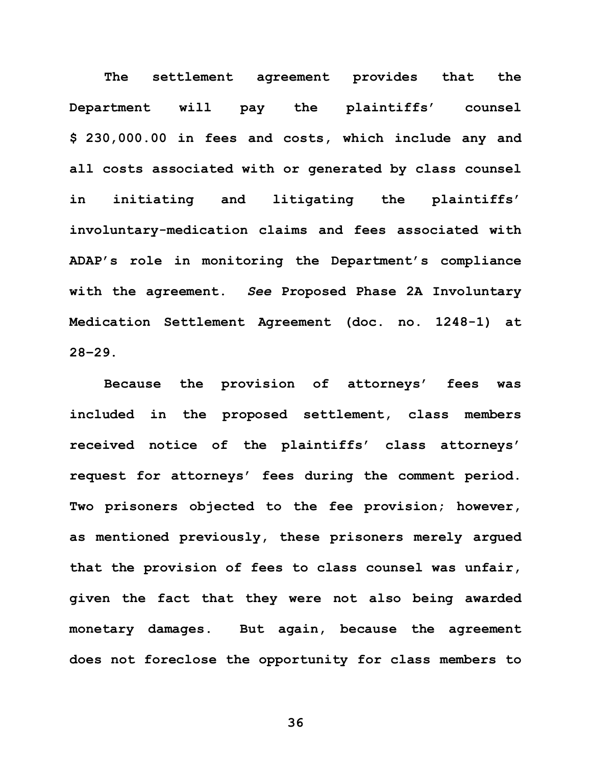The settlement agreement provides that the Department will pay the plaintiffs' counsel $ 230,000.00 in fees and costs, which include any and all costs associated with or generated by class counsel in initiating and litigating the plaintiffs' involuntary-medication claims and fees associated with ADAP's role in monitoring the Department's compliance with the agreement. *See* Proposed Phase 2A Involuntary Medication Settlement Agreement (doc. no. 1248-1) at 28–29.

Because the provision of attorneys' fees was included in the proposed settlement, class members received notice of the plaintiffs' class attorneys' request for attorneys' fees during the comment period. Two prisoners objected to the fee provision; however, as mentioned previously, these prisoners merely argued that the provision of fees to class counsel was unfair, given the fact that they were not also being awarded monetary damages. But again, because the agreement does not foreclose the opportunity for class members to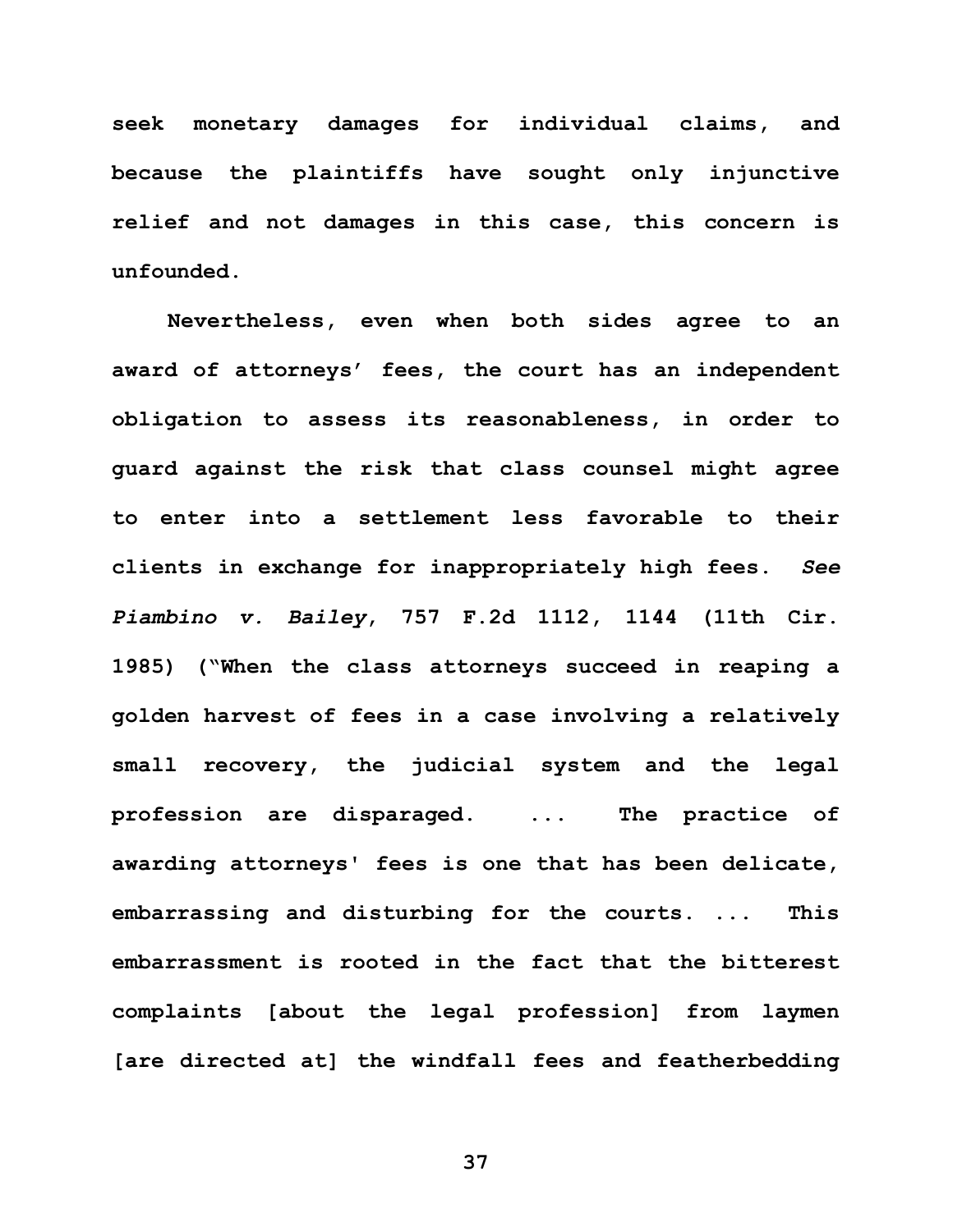seek monetary damages for individual claims, and because the plaintiffs have sought only injunctive relief and not damages in this case, this concern is unfounded.

Nevertheless, even when both sides agree to an award of attorneys' fees, the court has an independent obligation to assess its reasonableness, in order to guard against the risk that class counsel might agree to enter into a settlement less favorable to their clients in exchange for inappropriately high fees. *See Piambino v. Bailey*, 757 F.2d 1112, 1144 (11th Cir. 1985) ("When the class attorneys succeed in reaping a golden harvest of fees in a case involving a relatively small recovery, the judicial system and the legal profession are disparaged. ... The practice of awarding attorneys' fees is one that has been delicate, embarrassing and disturbing for the courts. ... This embarrassment is rooted in the fact that the bitterest complaints [about the legal profession] from laymen [are directed at] the windfall fees and featherbedding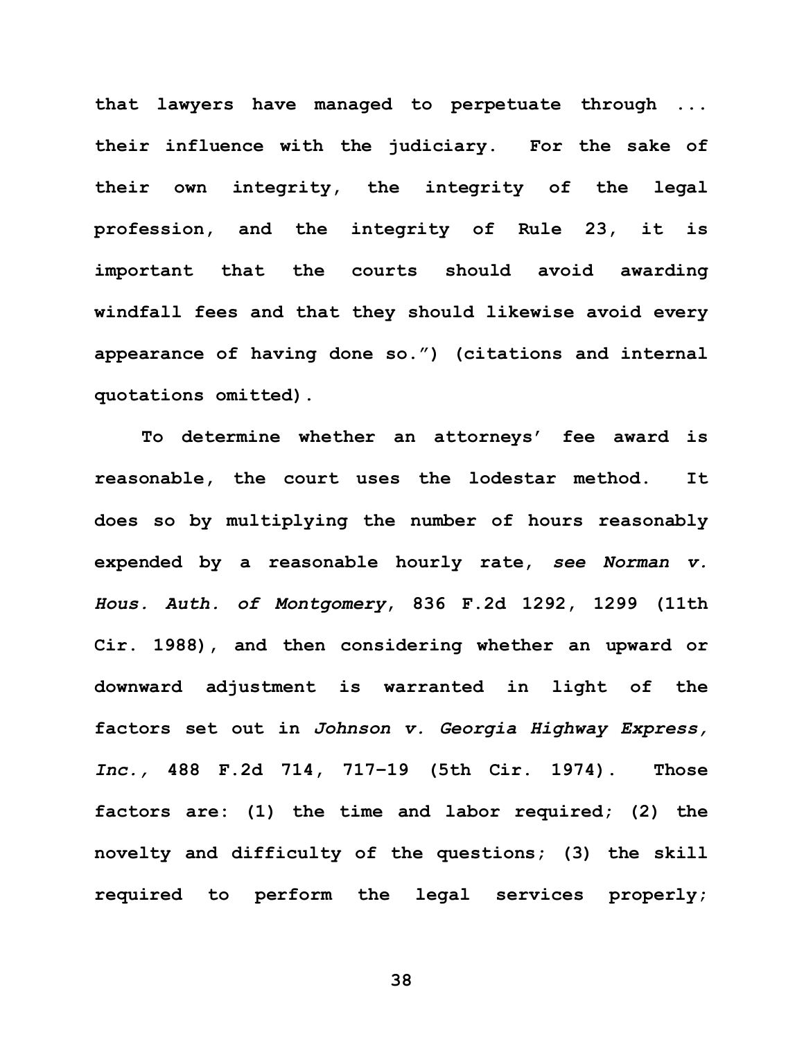that lawyers have managed to perpetuate through ... their influence with the judiciary. For the sake of their own integrity, the integrity of the legal profession, and the integrity of Rule 23, it is important that the courts should avoid awarding windfall fees and that they should likewise avoid every appearance of having done so.") (citations and internal quotations omitted).

To determine whether an attorneys' fee award is reasonable, the court uses the lodestar method. It does so by multiplying the number of hours reasonably expended by a reasonable hourly rate, *see Norman v. Hous. Auth. of Montgomery*, 836 F.2d 1292, 1299 (11th Cir. 1988), and then considering whether an upward or downward adjustment is warranted in light of the factors set out in *Johnson v. Georgia Highway Express, Inc.,* 488 F.2d 714, 717–19 (5th Cir. 1974). Those factors are: (1) the time and labor required; (2) the novelty and difficulty of the questions; (3) the skill required to perform the legal services properly;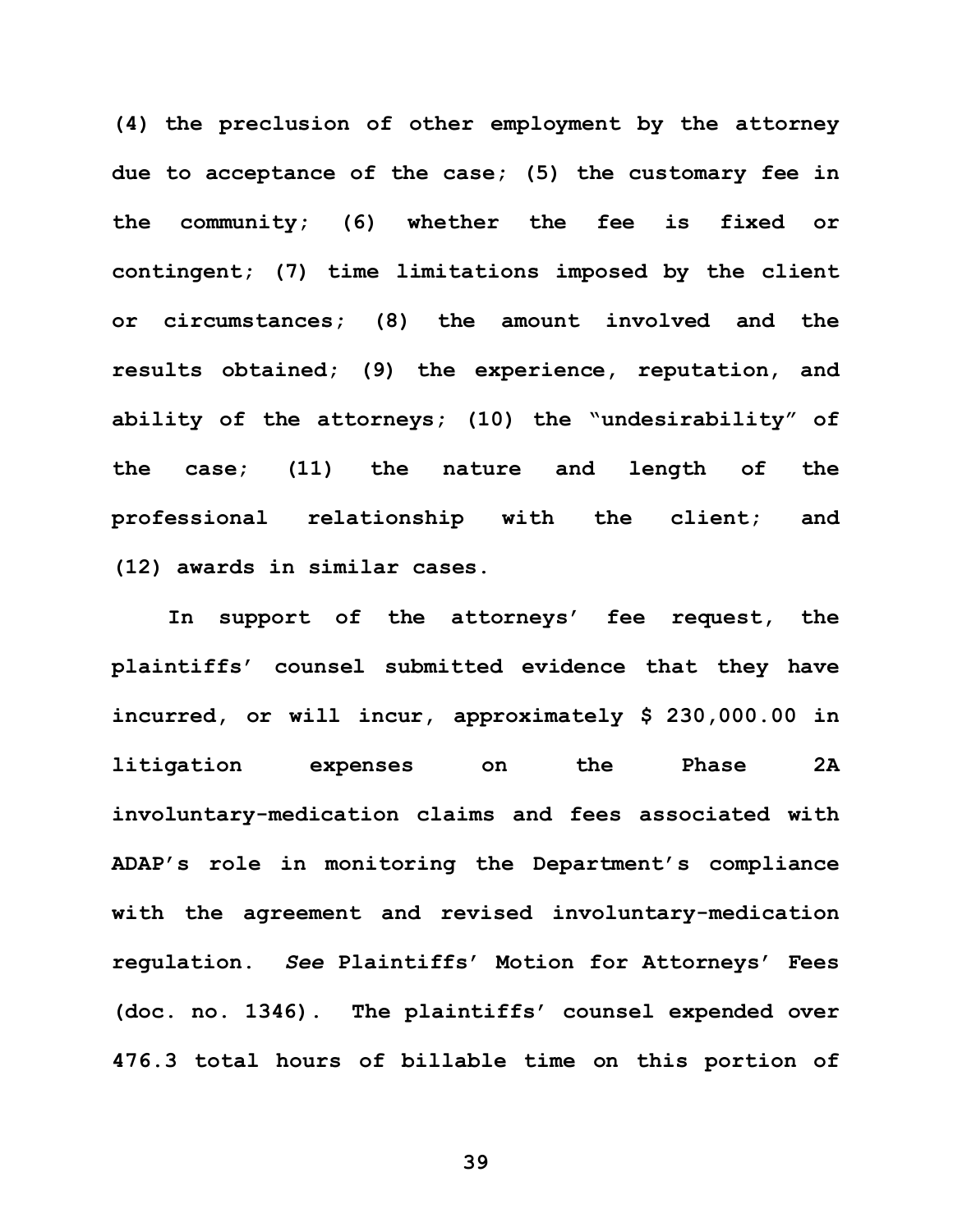**(4) the preclusion of other employment by the attorney due to acceptance of the case; (5) the customary fee in the community; (6) whether the fee is fixed or contingent; (7) time limitations imposed by the client or circumstances; (8) the amount involved and the results obtained; (9) the experience, reputation, and ability of the attorneys; (10) the "undesirability" of the case; (11) the nature and length of the professional relationship with the client; and (12) awards in similar cases.**

**In support of the attorneys' fee request, the plaintiffs' counsel submitted evidence that they have incurred, or will incur, approximately $ 230,000.00 in litigation expenses on the Phase 2A involuntary-medication claims and fees associated with ADAP's role in monitoring the Department's compliance with the agreement and revised involuntary-medication regulation.** ***See*** **Plaintiffs' Motion for Attorneys' Fees (doc. no. 1346). The plaintiffs' counsel expended over 476.3 total hours of billable time on this portion of**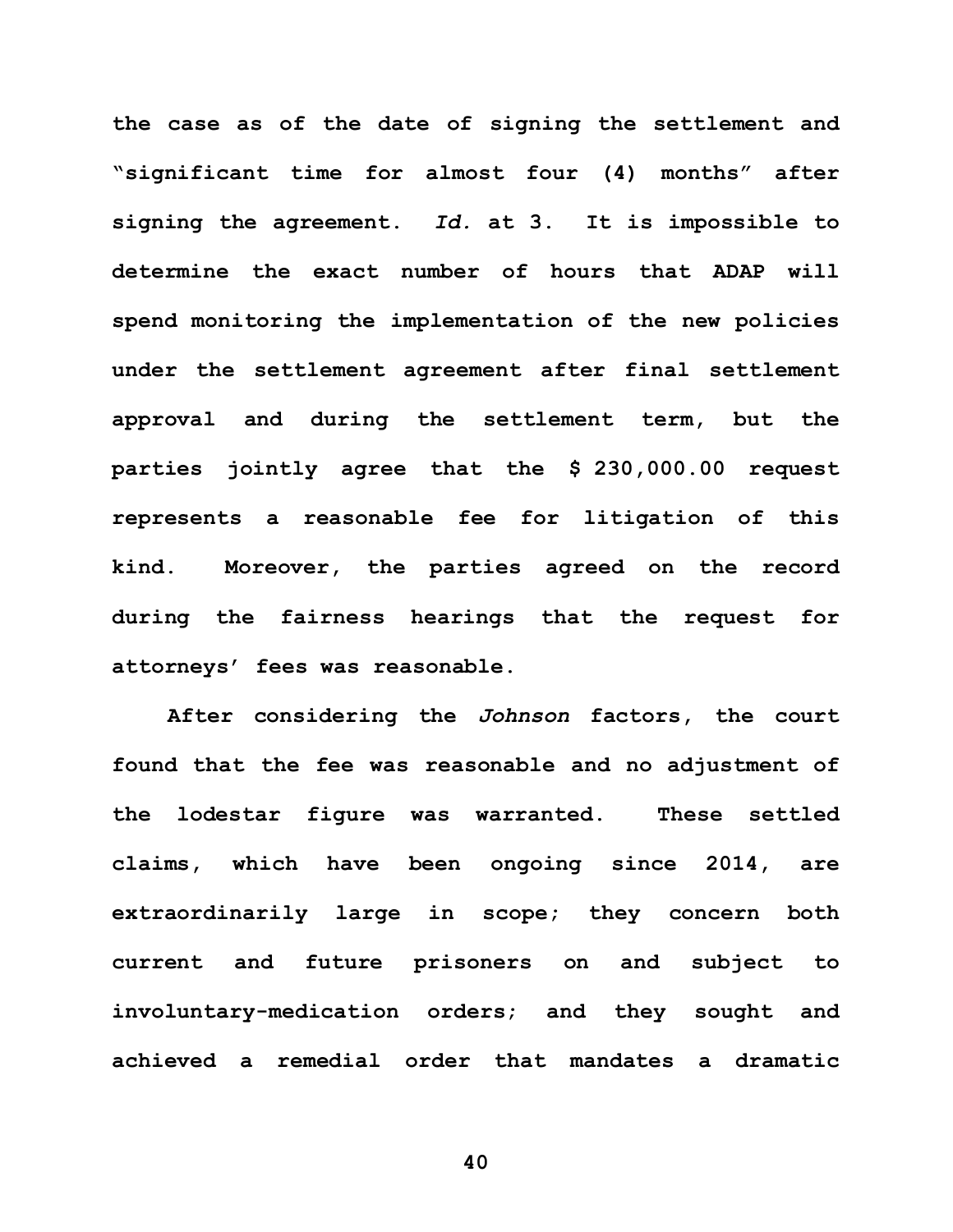the case as of the date of signing the settlement and "significant time for almost four (4) months" after signing the agreement. *Id.* at 3. It is impossible to determine the exact number of hours that ADAP will spend monitoring the implementation of the new policies under the settlement agreement after final settlement approval and during the settlement term, but the parties jointly agree that the $ 230,000.00 request represents a reasonable fee for litigation of this kind. Moreover, the parties agreed on the record during the fairness hearings that the request for attorneys' fees was reasonable.

After considering the *Johnson* factors, the court found that the fee was reasonable and no adjustment of the lodestar figure was warranted. These settled claims, which have been ongoing since 2014, are extraordinarily large in scope; they concern both current and future prisoners on and subject to involuntary-medication orders; and they sought and achieved a remedial order that mandates a dramatic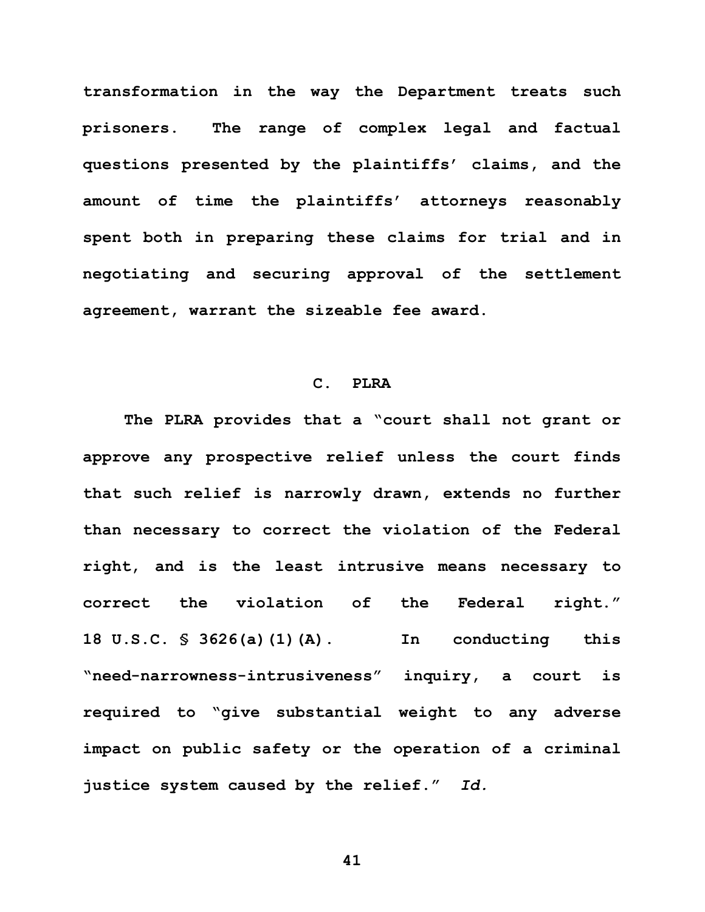transformation in the way the Department treats such prisoners. The range of complex legal and factual questions presented by the plaintiffs' claims, and the amount of time the plaintiffs' attorneys reasonably spent both in preparing these claims for trial and in negotiating and securing approval of the settlement agreement, warrant the sizeable fee award.

### C. PLRA

The PLRA provides that a "court shall not grant or approve any prospective relief unless the court finds that such relief is narrowly drawn, extends no further than necessary to correct the violation of the Federal right, and is the least intrusive means necessary to correct the violation of the Federal right." 18 U.S.C. § 3626(a)(1)(A). In conducting this "need-narrowness-intrusiveness" inquiry, a court is required to "give substantial weight to any adverse impact on public safety or the operation of a criminal justice system caused by the relief." *Id.*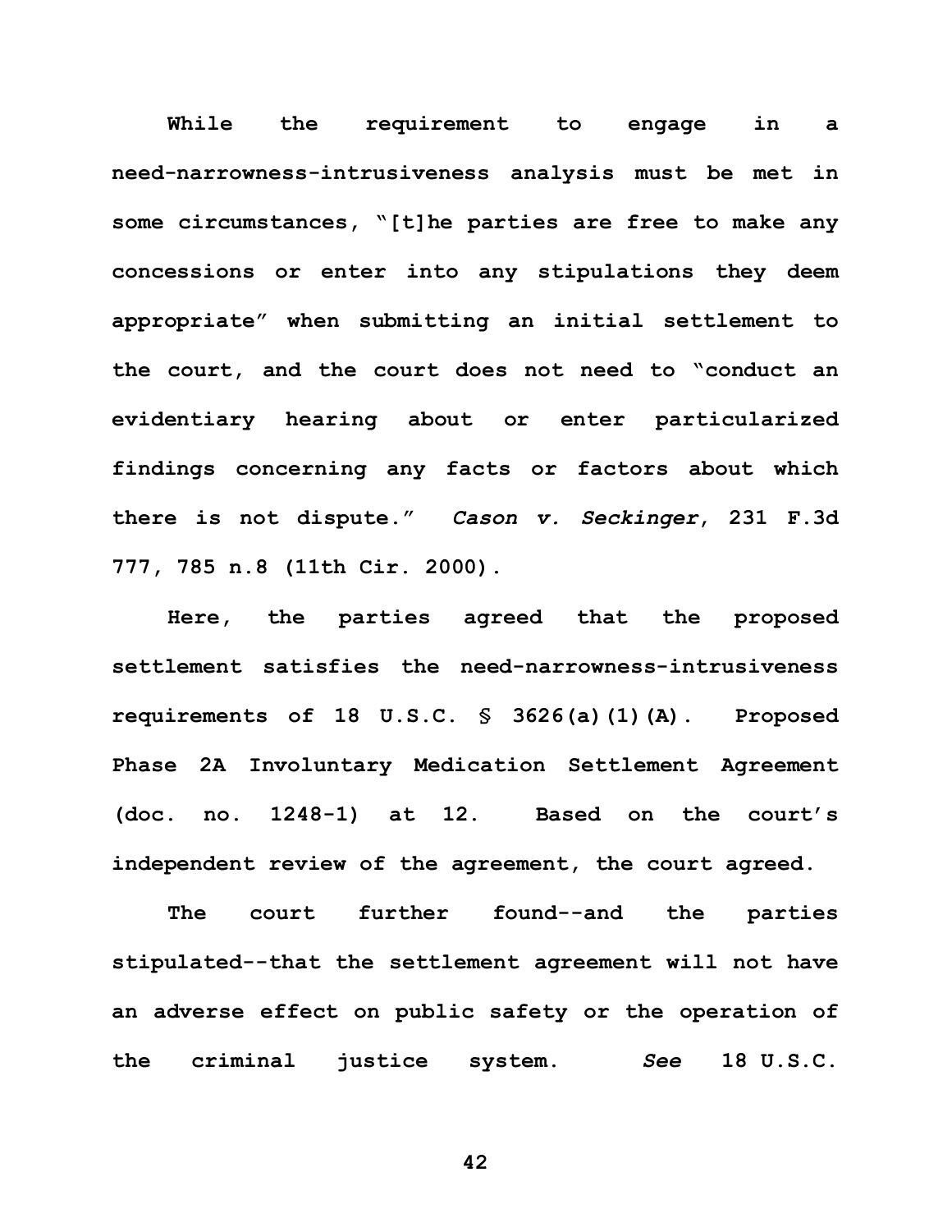While the requirement to engage in a need-narrowness-intrusiveness analysis must be met in some circumstances, "[t]he parties are free to make any concessions or enter into any stipulations they deem appropriate" when submitting an initial settlement to the court, and the court does not need to "conduct an evidentiary hearing about or enter particularized findings concerning any facts or factors about which there is not dispute." *Cason v. Seckinger*, 231 F.3d 777, 785 n.8 (11th Cir. 2000).

Here, the parties agreed that the proposed settlement satisfies the need-narrowness-intrusiveness requirements of 18 U.S.C. § 3626(a)(1)(A). Proposed Phase 2A Involuntary Medication Settlement Agreement (doc. no. 1248-1) at 12. Based on the court's independent review of the agreement, the court agreed.

The court further found--and the parties stipulated--that the settlement agreement will not have an adverse effect on public safety or the operation of the criminal justice system. *See* 18 U.S.C.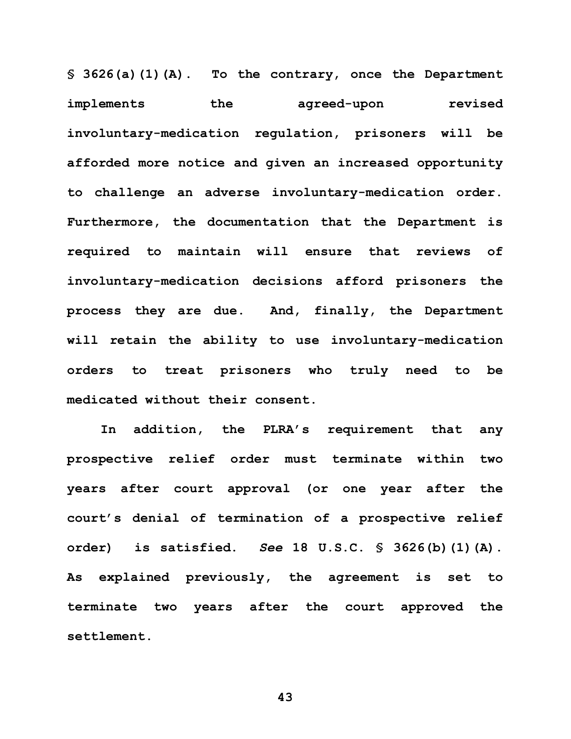**§ 3626(a)(1)(A). To the contrary, once the Department implements the agreed-upon revised involuntary-medication regulation, prisoners will be afforded more notice and given an increased opportunity to challenge an adverse involuntary-medication order. Furthermore, the documentation that the Department is required to maintain will ensure that reviews of involuntary-medication decisions afford prisoners the process they are due. And, finally, the Department will retain the ability to use involuntary-medication orders to treat prisoners who truly need to be medicated without their consent.**

**In addition, the PLRA's requirement that any prospective relief order must terminate within two years after court approval (or one year after the court's denial of termination of a prospective relief order) is satisfied. *See* 18 U.S.C. § 3626(b)(1)(A). As explained previously, the agreement is set to terminate two years after the court approved the settlement.**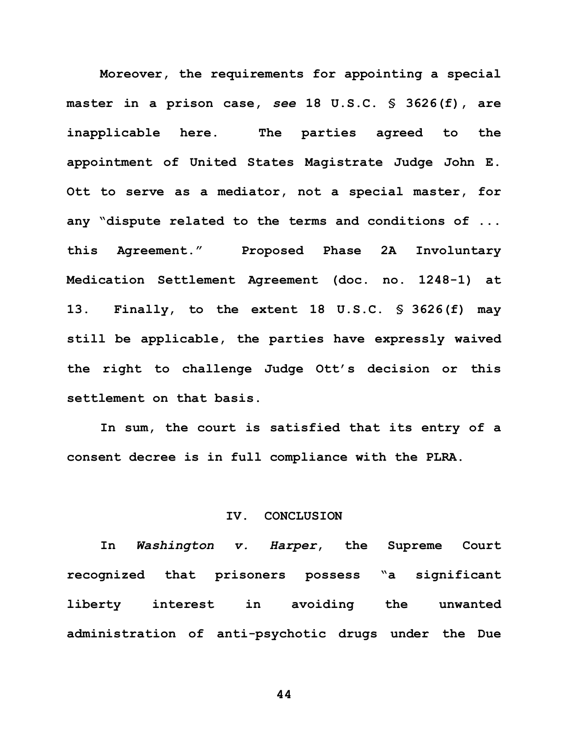Moreover, the requirements for appointing a special master in a prison case, *see* 18 U.S.C. § 3626(f), are inapplicable here. The parties agreed to the appointment of United States Magistrate Judge John E. Ott to serve as a mediator, not a special master, for any "dispute related to the terms and conditions of ... this Agreement." Proposed Phase 2A Involuntary Medication Settlement Agreement (doc. no. 1248-1) at 13. Finally, to the extent 18 U.S.C. § 3626(f) may still be applicable, the parties have expressly waived the right to challenge Judge Ott's decision or this settlement on that basis.

In sum, the court is satisfied that its entry of a consent decree is in full compliance with the PLRA.

## IV. CONCLUSION

In *Washington v. Harper*, the Supreme Court recognized that prisoners possess "a significant liberty interest in avoiding the unwanted administration of anti-psychotic drugs under the Due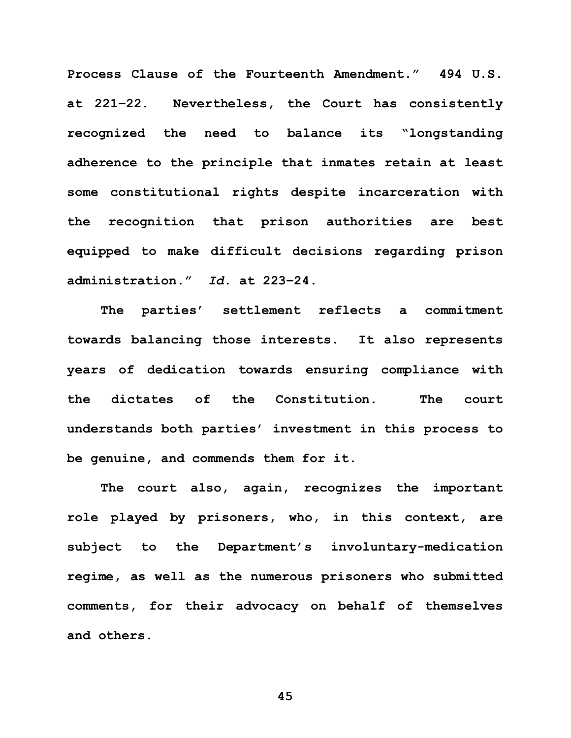Process Clause of the Fourteenth Amendment." 494 U.S. at 221–22. Nevertheless, the Court has consistently recognized the need to balance its "longstanding adherence to the principle that inmates retain at least some constitutional rights despite incarceration with the recognition that prison authorities are best equipped to make difficult decisions regarding prison administration." *Id.* at 223–24.

The parties' settlement reflects a commitment towards balancing those interests. It also represents years of dedication towards ensuring compliance with the dictates of the Constitution. The court understands both parties' investment in this process to be genuine, and commends them for it.

The court also, again, recognizes the important role played by prisoners, who, in this context, are subject to the Department's involuntary-medication regime, as well as the numerous prisoners who submitted comments, for their advocacy on behalf of themselves and others.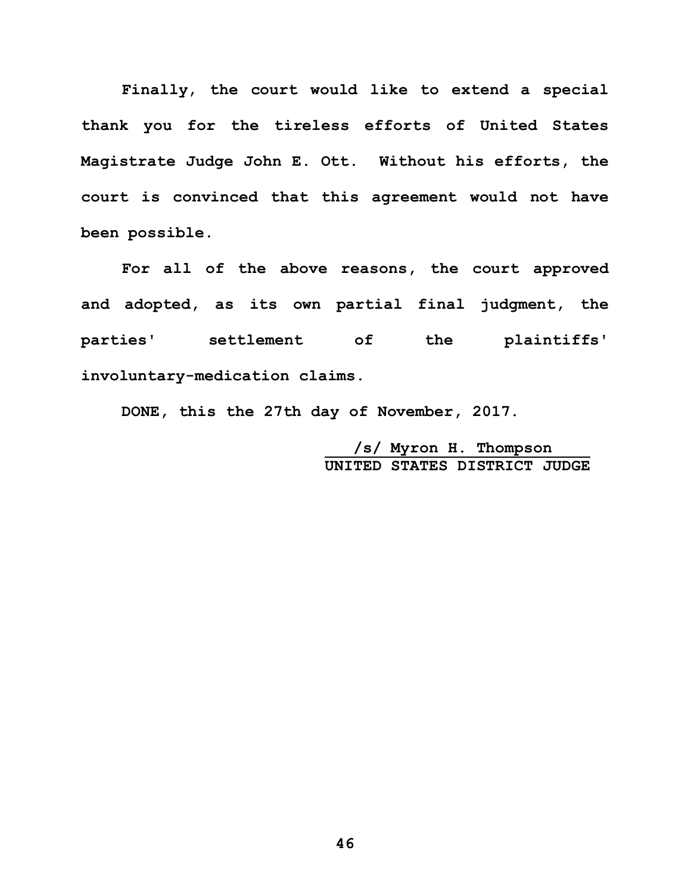**Finally, the court would like to extend a special thank you for the tireless efforts of United States Magistrate Judge John E. Ott. Without his efforts, the court is convinced that this agreement would not have been possible.**

**For all of the above reasons, the court approved and adopted, as its own partial final judgment, the parties' settlement of the plaintiffs' involuntary-medication claims.**

**DONE, this the 27th day of November, 2017.**

**/s/ Myron H. Thompson**
**UNITED STATES DISTRICT JUDGE**